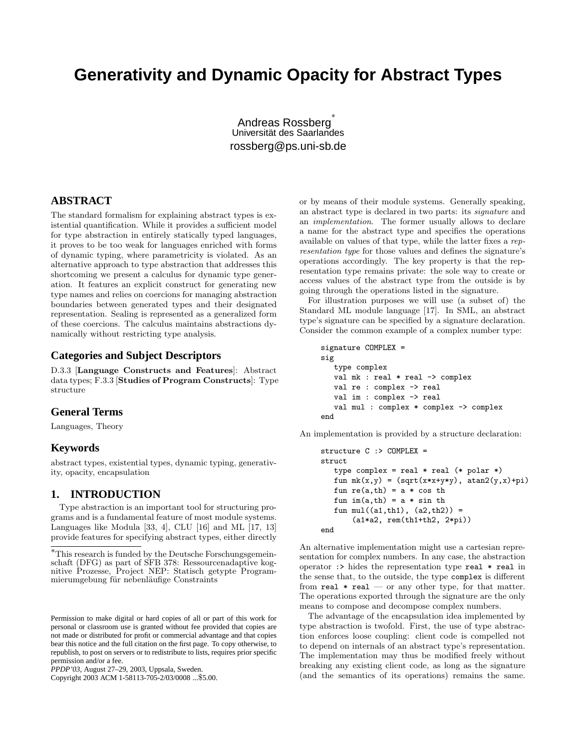# Generativity and Dynamic Opacity for Abstract Types

Andreas Rossberg*
Universität des Saarlandes
rossberg@ps.uni-sb.de

## ABSTRACT

The standard formalism for explaining abstract types is existential quantification. While it provides a sufficient model for type abstraction in entirely statically typed languages, it proves to be too weak for languages enriched with forms of dynamic typing, where parametricity is violated. As an alternative approach to type abstraction that addresses this shortcoming we present a calculus for dynamic type generation. It features an explicit construct for generating new type names and relies on coercions for managing abstraction boundaries between generated types and their designated representation. Sealing is represented as a generalized form of these coercions. The calculus maintains abstractions dynamically without restricting type analysis.

## Categories and Subject Descriptors

D.3.3 [**Language Constructs and Features**]: Abstract data types; F.3.3 [**Studies of Program Constructs**]: Type structure

## General Terms

Languages, Theory

## Keywords

abstract types, existential types, dynamic typing, generativity, opacity, encapsulation

## 1. INTRODUCTION

Type abstraction is an important tool for structuring programs and is a fundamental feature of most module systems. Languages like Modula [33, 4], CLU [16] and ML [17, 13] provide features for specifying abstract types, either directly or by means of their module systems. Generally speaking, an abstract type is declared in two parts: its *signature* and an *implementation*. The former usually allows to declare a name for the abstract type and specifies the operations available on values of that type, while the latter fixes a *representation type* for those values and defines the signature's operations accordingly. The key property is that the representation type remains private: the sole way to create or access values of the abstract type from the outside is by going through the operations listed in the signature.

For illustration purposes we will use (a subset of) the Standard ML module language [17]. In SML, an abstract type's signature can be specified by a signature declaration. Consider the common example of a complex number type:

```
signature COMPLEX =
sig
   type complex
   val mk : real * real -> complex
   val re : complex -> real
   val im : complex -> real
   val mul : complex * complex -> complex
end
```

An implementation is provided by a structure declaration:

```
structure C :> COMPLEX =
struct
   type complex = real * real (* polar *)
   fun mk(x,y) = (sqrt(x*x+y*y), atan2(y,x)+pi)
   fun re(a,th) = a * cos th
   fun im(a,th) = a * sin th
   fun mul((a1,th1), (a2,th2)) =
       (a1*a2, rem(th1+th2, 2*pi))
end
```

An alternative implementation might use a cartesian representation for complex numbers. In any case, the abstraction operator `:>` hides the representation type `real * real` in the sense that, to the outside, the type `complex` is different from `real * real` — or any other type, for that matter. The operations exported through the signature are the only means to compose and decompose complex numbers.

The advantage of the encapsulation idea implemented by type abstraction is twofold. First, the use of type abstraction enforces loose coupling: client code is compelled not to depend on internals of an abstract type's representation. The implementation may thus be modified freely without breaking any existing client code, as long as the signature (and the semantics of its operations) remains the same.

*This research is funded by the Deutsche Forschungsgemeinschaft (DFG) as part of SFB 378: Ressourcenadaptive kognitive Prozesse, Project NEP: Statisch getypte Programmierumgebung für nebenläufige Constraints

Permission to make digital or hard copies of all or part of this work for personal or classroom use is granted without fee provided that copies are not made or distributed for profit or commercial advantage and that copies bear this notice and the full citation on the first page. To copy otherwise, to republish, to post on servers or to redistribute to lists, requires prior specific permission and/or a fee.
*PPDP'03,* August 27–29, 2003, Uppsala, Sweden.
Copyright 2003 ACM 1-58113-705-2/03/0008 ...$5.00.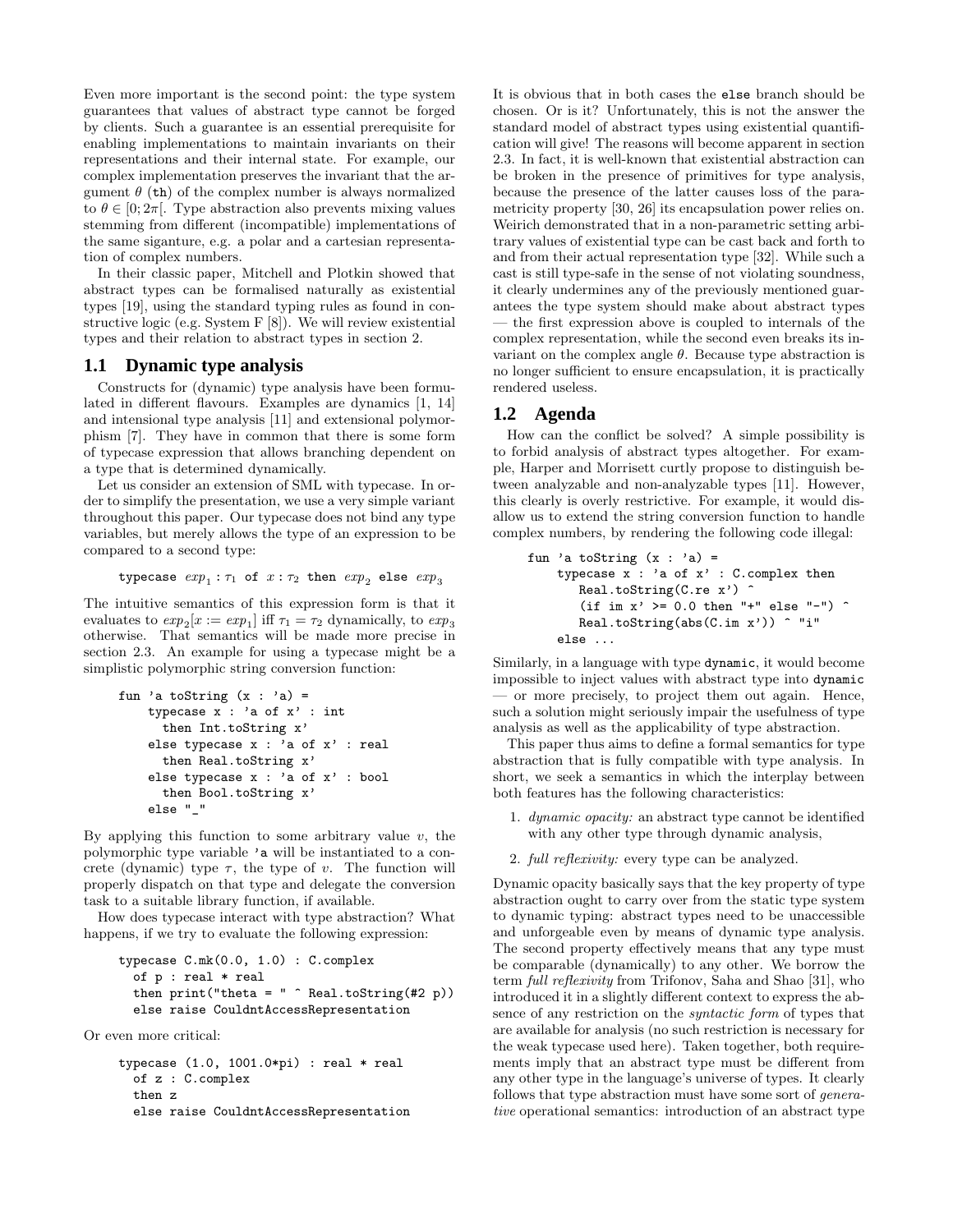Even more important is the second point: the type system guarantees that values of abstract type cannot be forged by clients. Such a guarantee is an essential prerequisite for enabling implementations to maintain invariants on their representations and their internal state. For example, our complex implementation preserves the invariant that the argument $\theta$ (th) of the complex number is always normalized to $\theta \in [0; 2\pi[$. Type abstraction also prevents mixing values stemming from different (incompatible) implementations of the same siganture, e.g. a polar and a cartesian representation of complex numbers.

In their classic paper, Mitchell and Plotkin showed that abstract types can be formalised naturally as existential types [19], using the standard typing rules as found in constructive logic (e.g. System F [8]). We will review existential types and their relation to abstract types in section 2.

## 1.1 Dynamic type analysis

Constructs for (dynamic) type analysis have been formulated in different flavours. Examples are dynamics [1, 14] and intensional type analysis [11] and extensional polymorphism [7]. They have in common that there is some form of typecase expression that allows branching dependent on a type that is determined dynamically.

Let us consider an extension of SML with typecase. In order to simplify the presentation, we use a very simple variant throughout this paper. Our typecase does not bind any type variables, but merely allows the type of an expression to be compared to a second type:

$$\texttt{typecase } exp_1 : \tau_1 \texttt{ of } x : \tau_2 \texttt{ then } exp_2 \texttt{ else } exp_3$$

The intuitive semantics of this expression form is that it evaluates to $exp_2[x := exp_1]$ iff $\tau_1 = \tau_2$ dynamically, to $exp_3$ otherwise. That semantics will be made more precise in section 2.3. An example for using a typecase might be a simplistic polymorphic string conversion function:

```
fun 'a toString (x : 'a) =
    typecase x : 'a of x' : int
      then Int.toString x'
    else typecase x : 'a of x' : real
      then Real.toString x'
    else typecase x : 'a of x' : bool
      then Bool.toString x'
    else "_"
```

By applying this function to some arbitrary value $v$, the polymorphic type variable 'a will be instantiated to a concrete (dynamic) type $\tau$, the type of $v$. The function will properly dispatch on that type and delegate the conversion task to a suitable library function, if available.

How does typecase interact with type abstraction? What happens, if we try to evaluate the following expression:

```
typecase C.mk(0.0, 1.0) : C.complex
  of p : real * real
  then print("theta = " ^ Real.toString(#2 p))
  else raise CouldntAccessRepresentation
```

Or even more critical:

```
typecase (1.0, 1001.0*pi) : real * real
  of z : C.complex
  then z
  else raise CouldntAccessRepresentation
```

It is obvious that in both cases the else branch should be chosen. Or is it? Unfortunately, this is not the answer the standard model of abstract types using existential quantification will give! The reasons will become apparent in section 2.3. In fact, it is well-known that existential abstraction can be broken in the presence of primitives for type analysis, because the presence of the latter causes loss of the parametricity property [30, 26] its encapsulation power relies on. Weirich demonstrated that in a non-parametric setting arbitrary values of existential type can be cast back and forth to and from their actual representation type [32]. While such a cast is still type-safe in the sense of not violating soundness, it clearly undermines any of the previously mentioned guarantees the type system should make about abstract types — the first expression above is coupled to internals of the complex representation, while the second even breaks its invariant on the complex angle $\theta$. Because type abstraction is no longer sufficient to ensure encapsulation, it is practically rendered useless.

## 1.2 Agenda

How can the conflict be solved? A simple possibility is to forbid analysis of abstract types altogether. For example, Harper and Morrisett curtly propose to distinguish between analyzable and non-analyzable types [11]. However, this clearly is overly restrictive. For example, it would disallow us to extend the string conversion function to handle complex numbers, by rendering the following code illegal:

```
fun 'a toString (x : 'a) =
    typecase x : 'a of x' : C.complex then
      Real.toString(C.re x') ^
      (if im x' >= 0.0 then "+" else "-") ^
      Real.toString(abs(C.im x')) ^ "i"
    else ...
```

Similarly, in a language with type dynamic, it would become impossible to inject values with abstract type into dynamic — or more precisely, to project them out again. Hence, such a solution might seriously impair the usefulness of type analysis as well as the applicability of type abstraction.

This paper thus aims to define a formal semantics for type abstraction that is fully compatible with type analysis. In short, we seek a semantics in which the interplay between both features has the following characteristics:

1. *dynamic opacity:* an abstract type cannot be identified with any other type through dynamic analysis,
2. *full reflexivity:* every type can be analyzed.

Dynamic opacity basically says that the key property of type abstraction ought to carry over from the static type system to dynamic typing: abstract types need to be unaccessible and unforgeable even by means of dynamic type analysis. The second property effectively means that any type must be comparable (dynamically) to any other. We borrow the term *full reflexivity* from Trifonov, Saha and Shao [31], who introduced it in a slightly different context to express the absence of any restriction on the *syntactic form* of types that are available for analysis (no such restriction is necessary for the weak typecase used here). Taken together, both requirements imply that an abstract type must be different from any other type in the language's universe of types. It clearly follows that type abstraction must have some sort of *generative* operational semantics: introduction of an abstract type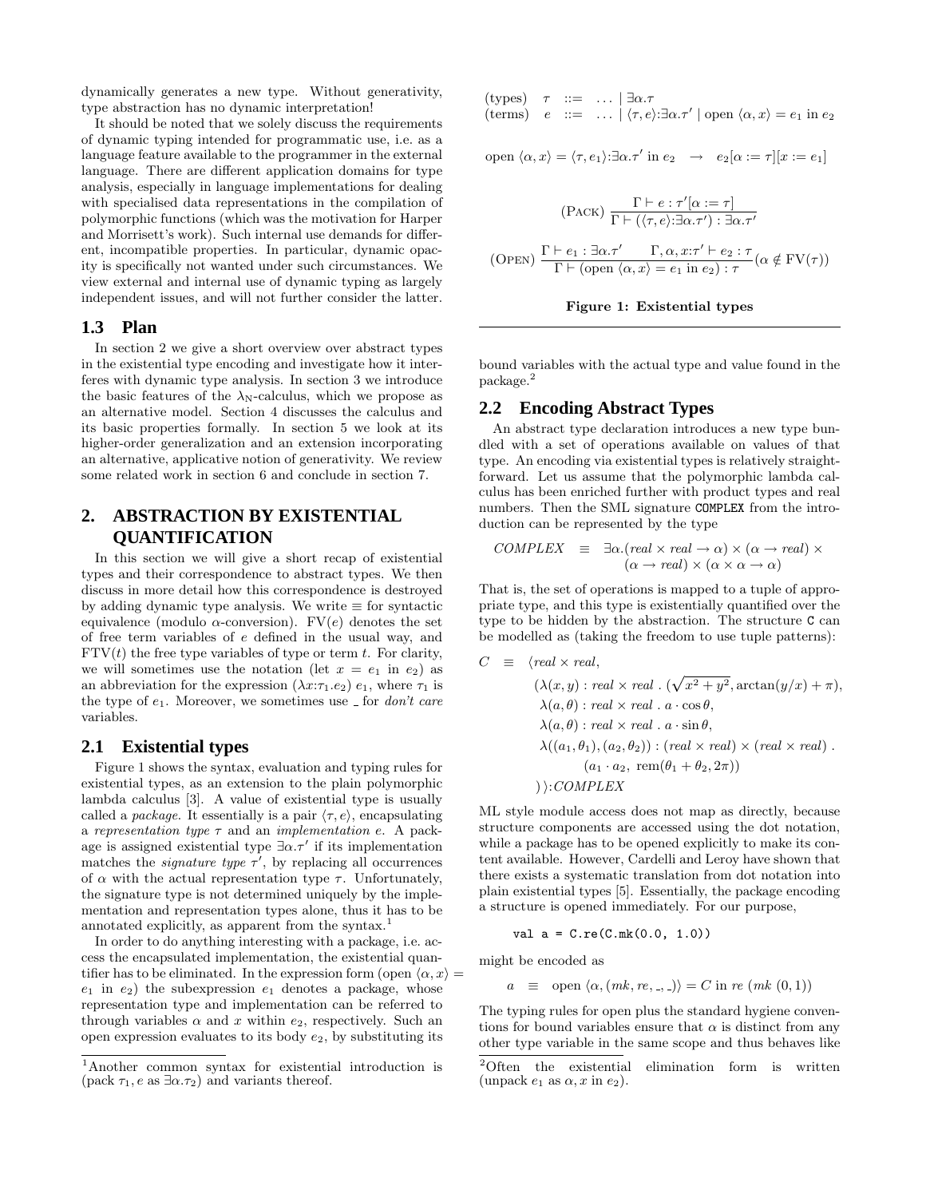dynamically generates a new type. Without generativity, type abstraction has no dynamic interpretation!

It should be noted that we solely discuss the requirements of dynamic typing intended for programmatic use, i.e. as a language feature available to the programmer in the external language. There are different application domains for type analysis, especially in language implementations for dealing with specialised data representations in the compilation of polymorphic functions (which was the motivation for Harper and Morrisett's work). Such internal use demands for different, incompatible properties. In particular, dynamic opacity is specifically not wanted under such circumstances. We view external and internal use of dynamic typing as largely independent issues, and will not further consider the latter.

### 1.3 Plan

In section 2 we give a short overview over abstract types in the existential type encoding and investigate how it interferes with dynamic type analysis. In section 3 we introduce the basic features of the $\lambda_N$-calculus, which we propose as an alternative model. Section 4 discusses the calculus and its basic properties formally. In section 5 we look at its higher-order generalization and an extension incorporating an alternative, applicative notion of generativity. We review some related work in section 6 and conclude in section 7.

## 2. ABSTRACTION BY EXISTENTIAL QUANTIFICATION

In this section we will give a short recap of existential types and their correspondence to abstract types. We then discuss in more detail how this correspondence is destroyed by adding dynamic type analysis. We write $\equiv$ for syntactic equivalence (modulo $\alpha$-conversion). $\mathrm{FV}(e)$ denotes the set of free term variables of $e$ defined in the usual way, and $\mathrm{FTV}(t)$ the free type variables of type or term $t$. For clarity, we will sometimes use the notation (let $x = e_1$ in $e_2$) as an abbreviation for the expression $(\lambda x{:}\tau_1.e_2)\ e_1$, where $\tau_1$ is the type of $e_1$. Moreover, we sometimes use _ for *don't care* variables.

### 2.1 Existential types

Figure 1 shows the syntax, evaluation and typing rules for existential types, as an extension to the plain polymorphic lambda calculus [3]. A value of existential type is usually called a *package*. It essentially is a pair $\langle\tau, e\rangle$, encapsulating a *representation type* $\tau$ and an *implementation* $e$. A package is assigned existential type $\exists\alpha.\tau'$ if its implementation matches the *signature type* $\tau'$, by replacing all occurrences of $\alpha$ with the actual representation type $\tau$. Unfortunately, the signature type is not determined uniquely by the implementation and representation types alone, thus it has to be annotated explicitly, as apparent from the syntax.[1]

In order to do anything interesting with a package, i.e. access the encapsulated implementation, the existential quantifier has to be eliminated. In the expression form (open $\langle\alpha, x\rangle = e_1$ in $e_2$) the subexpression $e_1$ denotes a package, whose representation type and implementation can be referred to through variables $\alpha$ and $x$ within $e_2$, respectively. Such an open expression evaluates to its body $e_2$, by substituting its bound variables with the actual type and value found in the package.[2]

$$
\begin{array}{llll}
\text{(types)} & \tau & ::= & \ldots \mid \exists\alpha.\tau \\
\text{(terms)} & e & ::= & \ldots \mid \langle\tau, e\rangle{:}\exists\alpha.\tau' \mid \text{open } \langle\alpha, x\rangle = e_1 \text{ in } e_2
\end{array}
$$

$$
\text{open } \langle\alpha, x\rangle = \langle\tau, e_1\rangle{:}\exists\alpha.\tau' \text{ in } e_2 \quad\rightarrow\quad e_2[\alpha := \tau][x := e_1]
$$

$$
(\text{PACK})\ \frac{\Gamma \vdash e : \tau'[\alpha := \tau]}{\Gamma \vdash (\langle\tau, e\rangle{:}\exists\alpha.\tau') : \exists\alpha.\tau'}
$$

$$
(\text{OPEN})\ \frac{\Gamma \vdash e_1 : \exists\alpha.\tau' \qquad \Gamma, \alpha, x{:}\tau' \vdash e_2 : \tau}{\Gamma \vdash (\text{open } \langle\alpha, x\rangle = e_1 \text{ in } e_2) : \tau} (\alpha \notin \mathrm{FV}(\tau))
$$

**Figure 1: Existential types**

### 2.2 Encoding Abstract Types

An abstract type declaration introduces a new type bundled with a set of operations available on values of that type. An encoding via existential types is relatively straightforward. Let us assume that the polymorphic lambda calculus has been enriched further with product types and real numbers. Then the SML signature `COMPLEX` from the introduction can be represented by the type

$$
\begin{aligned}
\mathit{COMPLEX} \quad \equiv \quad & \exists\alpha.(\mathit{real} \times \mathit{real} \to \alpha) \times (\alpha \to \mathit{real}) \times \\
& (\alpha \to \mathit{real}) \times (\alpha \times \alpha \to \alpha)
\end{aligned}
$$

That is, the set of operations is mapped to a tuple of appropriate type, and this type is existentially quantified over the type to be hidden by the abstraction. The structure `C` can be modelled as (taking the freedom to use tuple patterns):

$$
\begin{aligned}
C \quad \equiv \quad & \langle \mathit{real} \times \mathit{real}, \\
& \quad (\lambda(x, y) : \mathit{real} \times \mathit{real}\ .\ (\sqrt{x^2 + y^2}, \arctan(y/x) + \pi), \\
& \quad \ \lambda(a, \theta) : \mathit{real} \times \mathit{real}\ .\ a \cdot \cos\theta, \\
& \quad \ \lambda(a, \theta) : \mathit{real} \times \mathit{real}\ .\ a \cdot \sin\theta, \\
& \quad \ \lambda((a_1, \theta_1), (a_2, \theta_2)) : (\mathit{real} \times \mathit{real}) \times (\mathit{real} \times \mathit{real})\ . \\
& \qquad\qquad (a_1 \cdot a_2,\ \mathrm{rem}(\theta_1 + \theta_2, 2\pi)) \\
& \quad )\rangle{:}\mathit{COMPLEX}
\end{aligned}
$$

ML style module access does not map as directly, because structure components are accessed using the dot notation, while a package has to be opened explicitly to make its content available. However, Cardelli and Leroy have shown that there exists a systematic translation from dot notation into plain existential types [5]. Essentially, the package encoding a structure is opened immediately. For our purpose,

```
val a = C.re(C.mk(0.0, 1.0))
```

might be encoded as

$$
a \quad \equiv \quad \text{open } \langle\alpha, (mk, re, \_, \_)\rangle = C \text{ in } re\ (mk\ (0, 1))
$$

The typing rules for open plus the standard hygiene conventions for bound variables ensure that $\alpha$ is distinct from any other type variable in the same scope and thus behaves like

---

[1] Another common syntax for existential introduction is (pack $\tau_1, e$ as $\exists\alpha.\tau_2$) and variants thereof.

[2] Often the existential elimination form is written (unpack $e_1$ as $\alpha, x$ in $e_2$).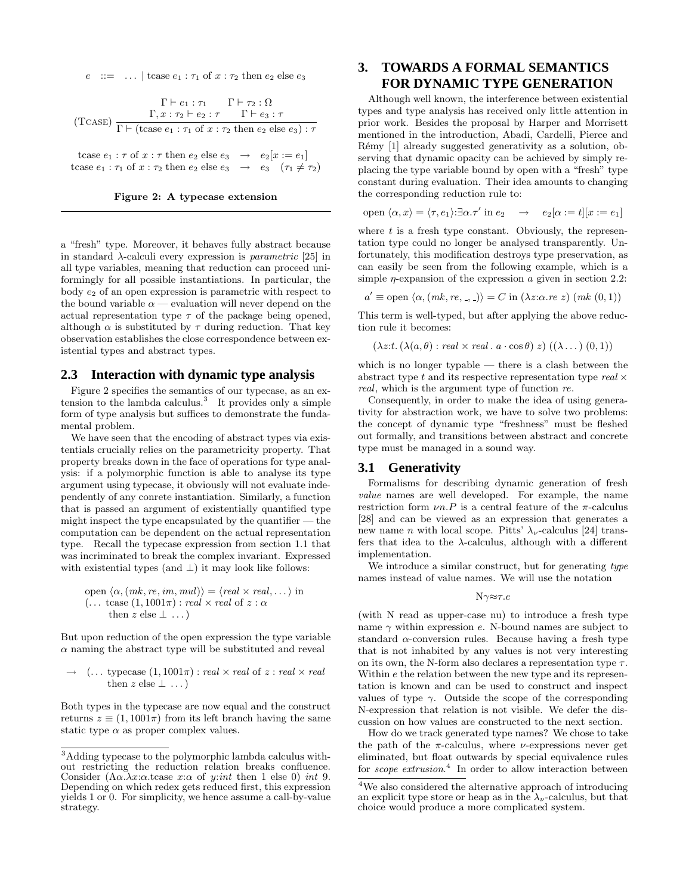$$e \;::=\; \dots \mid \text{tcase } e_1 : \tau_1 \text{ of } x : \tau_2 \text{ then } e_2 \text{ else } e_3$$

$$(\textsc{Tcase})\ \frac{\Gamma \vdash e_1 : \tau_1 \qquad \Gamma \vdash \tau_2 : \Omega \qquad \Gamma, x : \tau_2 \vdash e_2 : \tau \qquad \Gamma \vdash e_3 : \tau}{\Gamma \vdash (\text{tcase } e_1 : \tau_1 \text{ of } x : \tau_2 \text{ then } e_2 \text{ else } e_3) : \tau}$$

$$\begin{array}{lll} \text{tcase } e_1 : \tau \text{ of } x : \tau \text{ then } e_2 \text{ else } e_3 & \rightarrow & e_2[x := e_1] \\ \text{tcase } e_1 : \tau_1 \text{ of } x : \tau_2 \text{ then } e_2 \text{ else } e_3 & \rightarrow & e_3 \quad (\tau_1 \neq \tau_2) \end{array}$$

**Figure 2: A typecase extension**

a "fresh" type. Moreover, it behaves fully abstract because in standard $\lambda$-calculi every expression is *parametric* [25] in all type variables, meaning that reduction can proceed uniformingly for all possible instantiations. In particular, the body $e_2$ of an open expression is parametric with respect to the bound variable $\alpha$ — evaluation will never depend on the actual representation type $\tau$ of the package being opened, although $\alpha$ is substituted by $\tau$ during reduction. That key observation establishes the close correspondence between existential types and abstract types.

## 2.3 Interaction with dynamic type analysis

Figure 2 specifies the semantics of our typecase, as an extension to the lambda calculus.[3] It provides only a simple form of type analysis but suffices to demonstrate the fundamental problem.

We have seen that the encoding of abstract types via existentials crucially relies on the parametricity property. That property breaks down in the face of operations for type analysis: if a polymorphic function is able to analyse its type argument using typecase, it obviously will not evaluate independently of any conrete instantiation. Similarly, a function that is passed an argument of existentially quantified type might inspect the type encapsulated by the quantifier — the computation can be dependent on the actual representation type. Recall the typecase expression from section 1.1 that was incriminated to break the complex invariant. Expressed with existential types (and $\bot$) it may look like follows:

$$\begin{array}{l} \text{open } \langle \alpha, (mk, re, im, mul) \rangle = \langle real \times real, \dots \rangle \text{ in} \\ (\dots \text{ tcase } (1, 1001\pi) : real \times real \text{ of } z : \alpha \\ \qquad \text{then } z \text{ else } \bot \ \dots) \end{array}$$

But upon reduction of the open expression the type variable $\alpha$ naming the abstract type will be substituted and reveal

$$\begin{array}{l} \rightarrow \ (\dots \text{ typecase } (1, 1001\pi) : real \times real \text{ of } z : real \times real \\ \qquad \text{then } z \text{ else } \bot \ \dots) \end{array}$$

Both types in the typecase are now equal and the construct returns $z \equiv (1, 1001\pi)$ from its left branch having the same static type $\alpha$ as proper complex values.

[3] Adding typecase to the polymorphic lambda calculus without restricting the reduction relation breaks confluence. Consider $(\Lambda\alpha.\lambda x{:}\alpha.\text{tcase } x{:}\alpha \text{ of } y{:}int \text{ then } 1 \text{ else } 0)\ int\ 9$. Depending on which redex gets reduced first, this expression yields 1 or 0. For simplicity, we hence assume a call-by-value strategy.

# 3. TOWARDS A FORMAL SEMANTICS FOR DYNAMIC TYPE GENERATION

Although well known, the interference between existential types and type analysis has received only little attention in prior work. Besides the proposal by Harper and Morrisett mentioned in the introduction, Abadi, Cardelli, Pierce and Rémy [1] already suggested generativity as a solution, observing that dynamic opacity can be achieved by simply replacing the type variable bound by open with a "fresh" type constant during evaluation. Their idea amounts to changing the corresponding reduction rule to:

$$\text{open } \langle \alpha, x \rangle = \langle \tau, e_1 \rangle{:}\exists\alpha.\tau' \text{ in } e_2 \quad \rightarrow \quad e_2[\alpha := t][x := e_1]$$

where $t$ is a fresh type constant. Obviously, the representation type could no longer be analysed transparently. Unfortunately, this modification destroys type preservation, as can easily be seen from the following example, which is a simple $\eta$-expansion of the expression $a$ given in section 2.2:

$$a' \equiv \text{open } \langle \alpha, (mk, re, \_, \_) \rangle = C \text{ in } (\lambda z{:}\alpha.re\ z)\ (mk\ (0, 1))$$

This term is well-typed, but after applying the above reduction rule it becomes:

$$(\lambda z{:}t.\,(\lambda(a, \theta) : real \times real\,.\,a \cdot \cos\theta)\ z)\ ((\lambda \dots)\ (0, 1))$$

which is no longer typable — there is a clash between the abstract type $t$ and its respective representation type $real \times real$, which is the argument type of function $re$.

Consequently, in order to make the idea of using generativity for abstraction work, we have to solve two problems: the concept of dynamic type "freshness" must be fleshed out formally, and transitions between abstract and concrete type must be managed in a sound way.

## 3.1 Generativity

Formalisms for describing dynamic generation of fresh *value* names are well developed. For example, the name restriction form $\nu n.P$ is a central feature of the $\pi$-calculus [28] and can be viewed as an expression that generates a new name $n$ with local scope. Pitts' $\lambda_\nu$-calculus [24] transfers that idea to the $\lambda$-calculus, although with a different implementation.

We introduce a similar construct, but for generating *type* names instead of value names. We will use the notation

$$\mathrm{N}\gamma{\approx}\tau.e$$

(with N read as upper-case nu) to introduce a fresh type name $\gamma$ within expression $e$. N-bound names are subject to standard $\alpha$-conversion rules. Because having a fresh type that is not inhabited by any values is not very interesting on its own, the N-form also declares a representation type $\tau$. Within $e$ the relation between the new type and its representation is known and can be used to construct and inspect values of type $\gamma$. Outside the scope of the corresponding N-expression that relation is not visible. We defer the discussion on how values are constructed to the next section.

How do we track generated type names? We chose to take the path of the $\pi$-calculus, where $\nu$-expressions never get eliminated, but float outwards by special equivalence rules for *scope extrusion*.[4] In order to allow interaction between

[4] We also considered the alternative approach of introducing an explicit type store or heap as in the $\lambda_\nu$-calculus, but that choice would produce a more complicated system.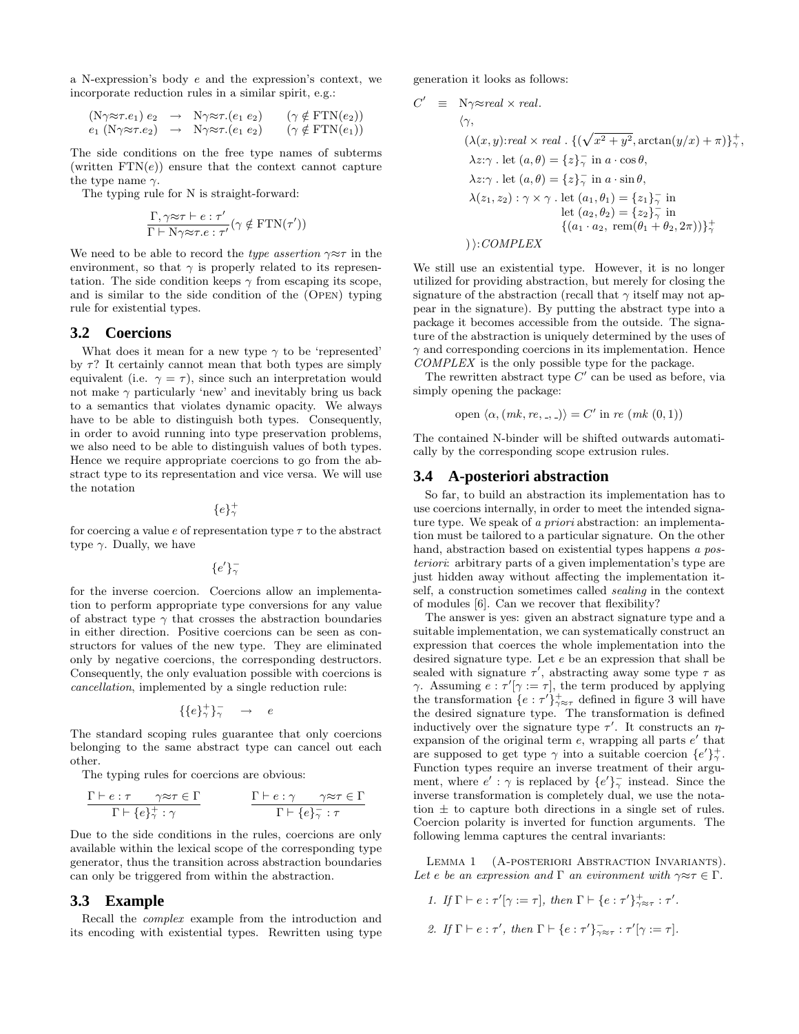a N-expression's body $e$ and the expression's context, we incorporate reduction rules in a similar spirit, e.g.:

$$
\begin{array}{lcll}
(\mathrm{N}\gamma{\approx}\tau.e_1)\ e_2 & \rightarrow & \mathrm{N}\gamma{\approx}\tau.(e_1\ e_2) & (\gamma \notin \mathrm{FTN}(e_2)) \\
e_1\ (\mathrm{N}\gamma{\approx}\tau.e_2) & \rightarrow & \mathrm{N}\gamma{\approx}\tau.(e_1\ e_2) & (\gamma \notin \mathrm{FTN}(e_1))
\end{array}
$$

The side conditions on the free type names of subterms (written $\mathrm{FTN}(e)$) ensure that the context cannot capture the type name $\gamma$.

The typing rule for N is straight-forward:

$$
\frac{\Gamma, \gamma{\approx}\tau \vdash e : \tau'}{\Gamma \vdash \mathrm{N}\gamma{\approx}\tau.e : \tau'}(\gamma \notin \mathrm{FTN}(\tau'))
$$

We need to be able to record the *type assertion* $\gamma{\approx}\tau$ in the environment, so that $\gamma$ is properly related to its representation. The side condition keeps $\gamma$ from escaping its scope, and is similar to the side condition of the (Open) typing rule for existential types.

### 3.2 Coercions

What does it mean for a new type $\gamma$ to be 'represented' by $\tau$? It certainly cannot mean that both types are simply equivalent (i.e. $\gamma = \tau$), since such an interpretation would not make $\gamma$ particularly 'new' and inevitably bring us back to a semantics that violates dynamic opacity. We always have to be able to distinguish both types. Consequently, in order to avoid running into type preservation problems, we also need to be able to distinguish values of both types. Hence we require appropriate coercions to go from the abstract type to its representation and vice versa. We will use the notation

$$\{e\}^+_\gamma$$

for coercing a value $e$ of representation type $\tau$ to the abstract type $\gamma$. Dually, we have

$$\{e'\}^-_\gamma$$

for the inverse coercion. Coercions allow an implementation to perform appropriate type conversions for any value of abstract type $\gamma$ that crosses the abstraction boundaries in either direction. Positive coercions can be seen as constructors for values of the new type. They are eliminated only by negative coercions, the corresponding destructors. Consequently, the only evaluation possible with coercions is *cancellation*, implemented by a single reduction rule:

$$\{\{e\}^+_\gamma\}^-_\gamma \quad \rightarrow \quad e$$

The standard scoping rules guarantee that only coercions belonging to the same abstract type can cancel out each other.

The typing rules for coercions are obvious:

$$
\frac{\Gamma \vdash e : \tau \qquad \gamma{\approx}\tau \in \Gamma}{\Gamma \vdash \{e\}^+_\gamma : \gamma}
\qquad
\frac{\Gamma \vdash e : \gamma \qquad \gamma{\approx}\tau \in \Gamma}{\Gamma \vdash \{e\}^-_\gamma : \tau}
$$

Due to the side conditions in the rules, coercions are only available within the lexical scope of the corresponding type generator, thus the transition across abstraction boundaries can only be triggered from within the abstraction.

### 3.3 Example

Recall the *complex* example from the introduction and its encoding with existential types. Rewritten using type generation it looks as follows:

$$
\begin{array}{lll}
C' & \equiv & \mathrm{N}\gamma{\approx}\mathit{real} \times \mathit{real}. \\
& & \langle \gamma, \\
& & \quad (\lambda(x,y){:}\mathit{real} \times \mathit{real}\ .\ \{(\sqrt{x^2+y^2}, \arctan(y/x) + \pi)\}^+_\gamma, \\
& & \quad \lambda z{:}\gamma\ .\ \text{let}\ (a,\theta) = \{z\}^-_\gamma\ \text{in}\ a \cdot \cos\theta, \\
& & \quad \lambda z{:}\gamma\ .\ \text{let}\ (a,\theta) = \{z\}^-_\gamma\ \text{in}\ a \cdot \sin\theta, \\
& & \quad \lambda(z_1,z_2) : \gamma \times \gamma\ .\ \text{let}\ (a_1,\theta_1) = \{z_1\}^-_\gamma\ \text{in} \\
& & \qquad\qquad\qquad\qquad\ \ \text{let}\ (a_2,\theta_2) = \{z_2\}^-_\gamma\ \text{in} \\
& & \qquad\qquad\qquad\qquad\ \ \{(a_1 \cdot a_2,\ \mathrm{rem}(\theta_1+\theta_2, 2\pi))\}^+_\gamma \\
& & \quad )\,\rangle{:}\mathit{COMPLEX}
\end{array}
$$

We still use an existential type. However, it is no longer utilized for providing abstraction, but merely for closing the signature of the abstraction (recall that $\gamma$ itself may not appear in the signature). By putting the abstract type into a package it becomes accessible from the outside. The signature of the abstraction is uniquely determined by the uses of $\gamma$ and corresponding coercions in its implementation. Hence *COMPLEX* is the only possible type for the package.

The rewritten abstract type $C'$ can be used as before, via simply opening the package:

$$\text{open}\ \langle \alpha, (mk, re, \_, \_)\rangle = C'\ \text{in}\ re\ (mk\ (0,1))$$

The contained N-binder will be shifted outwards automatically by the corresponding scope extrusion rules.

### 3.4 A-posteriori abstraction

So far, to build an abstraction its implementation has to use coercions internally, in order to meet the intended signature type. We speak of *a priori* abstraction: an implementation must be tailored to a particular signature. On the other hand, abstraction based on existential types happens *a posteriori*: arbitrary parts of a given implementation's type are just hidden away without affecting the implementation itself, a construction sometimes called *sealing* in the context of modules [6]. Can we recover that flexibility?

The answer is yes: given an abstract signature type and a suitable implementation, we can systematically construct an expression that coerces the whole implementation into the desired signature type. Let $e$ be an expression that shall be sealed with signature $\tau'$, abstracting away some type $\tau$ as $\gamma$. Assuming $e : \tau'[\gamma := \tau]$, the term produced by applying the transformation $\{e : \tau'\}^+_{\gamma\approx\tau}$ defined in figure 3 will have the desired signature type. The transformation is defined inductively over the signature type $\tau'$. It constructs an $\eta$-expansion of the original term $e$, wrapping all parts $e'$ that are supposed to get type $\gamma$ into a suitable coercion $\{e'\}^+_\gamma$. Function types require an inverse treatment of their argument, where $e' : \gamma$ is replaced by $\{e'\}^-_\gamma$ instead. Since the inverse transformation is completely dual, we use the notation $\pm$ to capture both directions in a single set of rules. Coercion polarity is inverted for function arguments. The following lemma captures the central invariants:

Lemma 1 (A-posteriori Abstraction Invariants). *Let $e$ be an expression and $\Gamma$ an evironment with $\gamma{\approx}\tau \in \Gamma$.*

1. *If $\Gamma \vdash e : \tau'[\gamma := \tau]$, then $\Gamma \vdash \{e : \tau'\}^+_{\gamma\approx\tau} : \tau'$.*
2. *If $\Gamma \vdash e : \tau'$, then $\Gamma \vdash \{e : \tau'\}^-_{\gamma\approx\tau} : \tau'[\gamma := \tau]$.*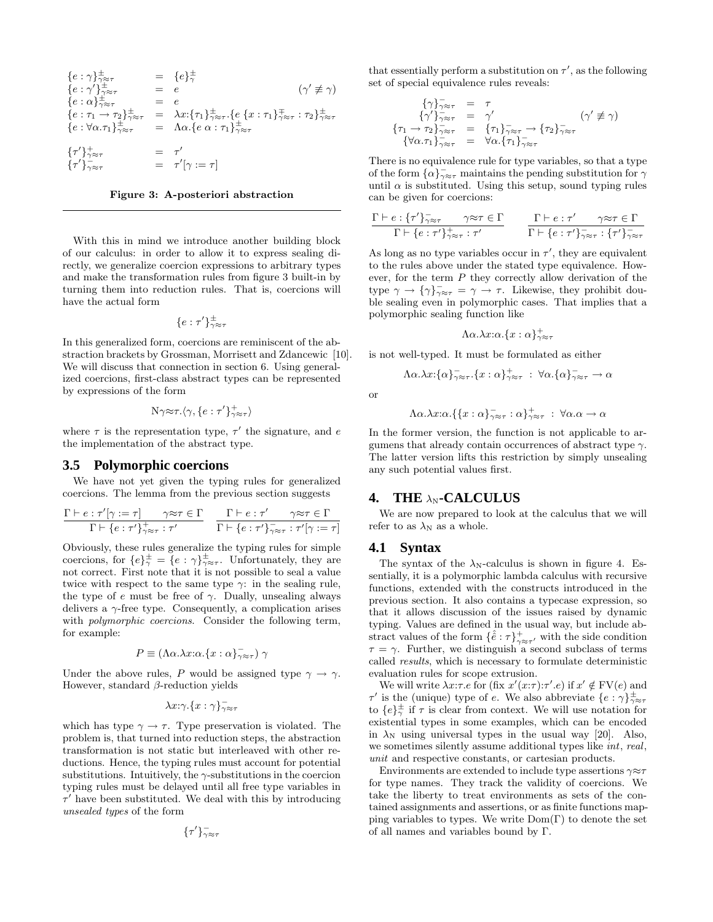$$
\begin{array}{lcll}
\{e : \gamma\}^{\pm}_{\gamma\approx\tau} & = & \{e\}^{\pm}_{\gamma} & \\
\{e : \gamma'\}^{\pm}_{\gamma\approx\tau} & = & e & (\gamma' \not\equiv \gamma) \\
\{e : \alpha\}^{\pm}_{\gamma\approx\tau} & = & e & \\
\{e : \tau_1 \to \tau_2\}^{\pm}_{\gamma\approx\tau} & = & \lambda x{:}\{\tau_1\}^{\pm}_{\gamma\approx\tau}.\{e\ \{x : \tau_1\}^{\mp}_{\gamma\approx\tau} : \tau_2\}^{\pm}_{\gamma\approx\tau} & \\
\{e : \forall\alpha.\tau_1\}^{\pm}_{\gamma\approx\tau} & = & \Lambda\alpha.\{e\ \alpha : \tau_1\}^{\pm}_{\gamma\approx\tau} & \\
 & & & \\
\{\tau'\}^{+}_{\gamma\approx\tau} & = & \tau' & \\
\{\tau'\}^{-}_{\gamma\approx\tau} & = & \tau'[\gamma := \tau] &
\end{array}
$$

**Figure 3: A-posteriori abstraction**

With this in mind we introduce another building block of our calculus: in order to allow it to express sealing directly, we generalize coercion expressions to arbitrary types and make the transformation rules from figure 3 built-in by turning them into reduction rules. That is, coercions will have the actual form

$$\{e : \tau'\}^{\pm}_{\gamma\approx\tau}$$

In this generalized form, coercions are reminiscent of the abstraction brackets by Grossman, Morrisett and Zdancewic [10]. We will discuss that connection in section 6. Using generalized coercions, first-class abstract types can be represented by expressions of the form

$$\mathrm{N}\gamma{\approx}\tau.\langle\gamma, \{e : \tau'\}^{+}_{\gamma\approx\tau}\rangle$$

where $\tau$ is the representation type, $\tau'$ the signature, and $e$ the implementation of the abstract type.

### 3.5 Polymorphic coercions

We have not yet given the typing rules for generalized coercions. The lemma from the previous section suggests

$$
\frac{\Gamma \vdash e : \tau'[\gamma := \tau] \qquad \gamma{\approx}\tau \in \Gamma}{\Gamma \vdash \{e : \tau'\}^{+}_{\gamma\approx\tau} : \tau'}
\qquad
\frac{\Gamma \vdash e : \tau' \qquad \gamma{\approx}\tau \in \Gamma}{\Gamma \vdash \{e : \tau'\}^{-}_{\gamma\approx\tau} : \tau'[\gamma := \tau]}
$$

Obviously, these rules generalize the typing rules for simple coercions, for $\{e\}^{\pm}_{\gamma} = \{e : \gamma\}^{\pm}_{\gamma\approx\tau}$. Unfortunately, they are not correct. First note that it is not possible to seal a value twice with respect to the same type $\gamma$: in the sealing rule, the type of $e$ must be free of $\gamma$. Dually, unsealing always delivers a $\gamma$-free type. Consequently, a complication arises with *polymorphic coercions*. Consider the following term, for example:

$$P \equiv (\Lambda\alpha.\lambda x{:}\alpha.\{x : \alpha\}^{-}_{\gamma\approx\tau})\ \gamma$$

Under the above rules, $P$ would be assigned type $\gamma \to \gamma$. However, standard $\beta$-reduction yields

$$\lambda x{:}\gamma.\{x : \gamma\}^{-}_{\gamma\approx\tau}$$

which has type $\gamma \to \tau$. Type preservation is violated. The problem is, that turned into reduction steps, the abstraction transformation is not static but interleaved with other reductions. Hence, the typing rules must account for potential substitutions. Intuitively, the $\gamma$-substitutions in the coercion typing rules must be delayed until all free type variables in $\tau'$ have been substituted. We deal with this by introducing *unsealed types* of the form

$$\{\tau'\}^{-}_{\gamma\approx\tau}$$

that essentially perform a substitution on $\tau'$, as the following set of special equivalence rules reveals:

$$
\begin{array}{rcll}
\{\gamma\}^{-}_{\gamma\approx\tau} & = & \tau & \\
\{\gamma'\}^{-}_{\gamma\approx\tau} & = & \gamma' & (\gamma' \not\equiv \gamma) \\
\{\tau_1 \to \tau_2\}^{-}_{\gamma\approx\tau} & = & \{\tau_1\}^{-}_{\gamma\approx\tau} \to \{\tau_2\}^{-}_{\gamma\approx\tau} & \\
\{\forall\alpha.\tau_1\}^{-}_{\gamma\approx\tau} & = & \forall\alpha.\{\tau_1\}^{-}_{\gamma\approx\tau} &
\end{array}
$$

There is no equivalence rule for type variables, so that a type of the form $\{\alpha\}^{-}_{\gamma\approx\tau}$ maintains the pending substitution for $\gamma$ until $\alpha$ is substituted. Using this setup, sound typing rules can be given for coercions:

$$
\frac{\Gamma \vdash e : \{\tau'\}^{-}_{\gamma\approx\tau} \qquad \gamma{\approx}\tau \in \Gamma}{\Gamma \vdash \{e : \tau'\}^{+}_{\gamma\approx\tau} : \tau'}
\qquad
\frac{\Gamma \vdash e : \tau' \qquad \gamma{\approx}\tau \in \Gamma}{\Gamma \vdash \{e : \tau'\}^{-}_{\gamma\approx\tau} : \{\tau'\}^{-}_{\gamma\approx\tau}}
$$

As long as no type variables occur in $\tau'$, they are equivalent to the rules above under the stated type equivalence. However, for the term $P$ they correctly allow derivation of the type $\gamma \to \{\gamma\}^{-}_{\gamma\approx\tau} = \gamma \to \tau$. Likewise, they prohibit double sealing even in polymorphic cases. That implies that a polymorphic sealing function like

$$\Lambda\alpha.\lambda x{:}\alpha.\{x : \alpha\}^{+}_{\gamma\approx\tau}$$

is not well-typed. It must be formulated as either

$$\Lambda\alpha.\lambda x{:}\{\alpha\}^{-}_{\gamma\approx\tau}.\{x : \alpha\}^{+}_{\gamma\approx\tau}\ :\ \forall\alpha.\{\alpha\}^{-}_{\gamma\approx\tau} \to \alpha$$

or

$$\Lambda\alpha.\lambda x{:}\alpha.\{\{x : \alpha\}^{-}_{\gamma\approx\tau} : \alpha\}^{+}_{\gamma\approx\tau}\ :\ \forall\alpha.\alpha \to \alpha$$

In the former version, the function is not applicable to argumens that already contain occurrences of abstract type $\gamma$. The latter version lifts this restriction by simply unsealing any such potential values first.

## 4. THE $\lambda_{\mathrm{N}}$-CALCULUS

We are now prepared to look at the calculus that we will refer to as $\lambda_{\mathrm{N}}$ as a whole.

### 4.1 Syntax

The syntax of the $\lambda_{\mathrm{N}}$-calculus is shown in figure 4. Essentially, it is a polymorphic lambda calculus with recursive functions, extended with the constructs introduced in the previous section. It also contains a typecase expression, so that it allows discussion of the issues raised by dynamic typing. Values are defined in the usual way, but include abstract values of the form $\{\hat{e} : \tau\}^{+}_{\gamma\approx\tau'}$ with the side condition $\tau = \gamma$. Further, we distinguish a second subclass of terms called *results*, which is necessary to formulate deterministic evaluation rules for scope extrusion.

We will write $\lambda x{:}\tau.e$ for $(\mathrm{fix}\ x'(x{:}\tau){:}\tau'.e)$ if $x' \notin \mathrm{FV}(e)$ and $\tau'$ is the (unique) type of $e$. We also abbreviate $\{e : \gamma\}^{\pm}_{\gamma\approx\tau}$ to $\{e\}^{\pm}_{\gamma}$ if $\tau$ is clear from context. We will use notation for existential types in some examples, which can be encoded in $\lambda_{\mathrm{N}}$ using universal types in the usual way [20]. Also, we sometimes silently assume additional types like *int*, *real*, *unit* and respective constants, or cartesian products.

Environments are extended to include type assertions $\gamma{\approx}\tau$ for type names. They track the validity of coercions. We take the liberty to treat environments as sets of the contained assignments and assertions, or as finite functions mapping variables to types. We write $\mathrm{Dom}(\Gamma)$ to denote the set of all names and variables bound by $\Gamma$.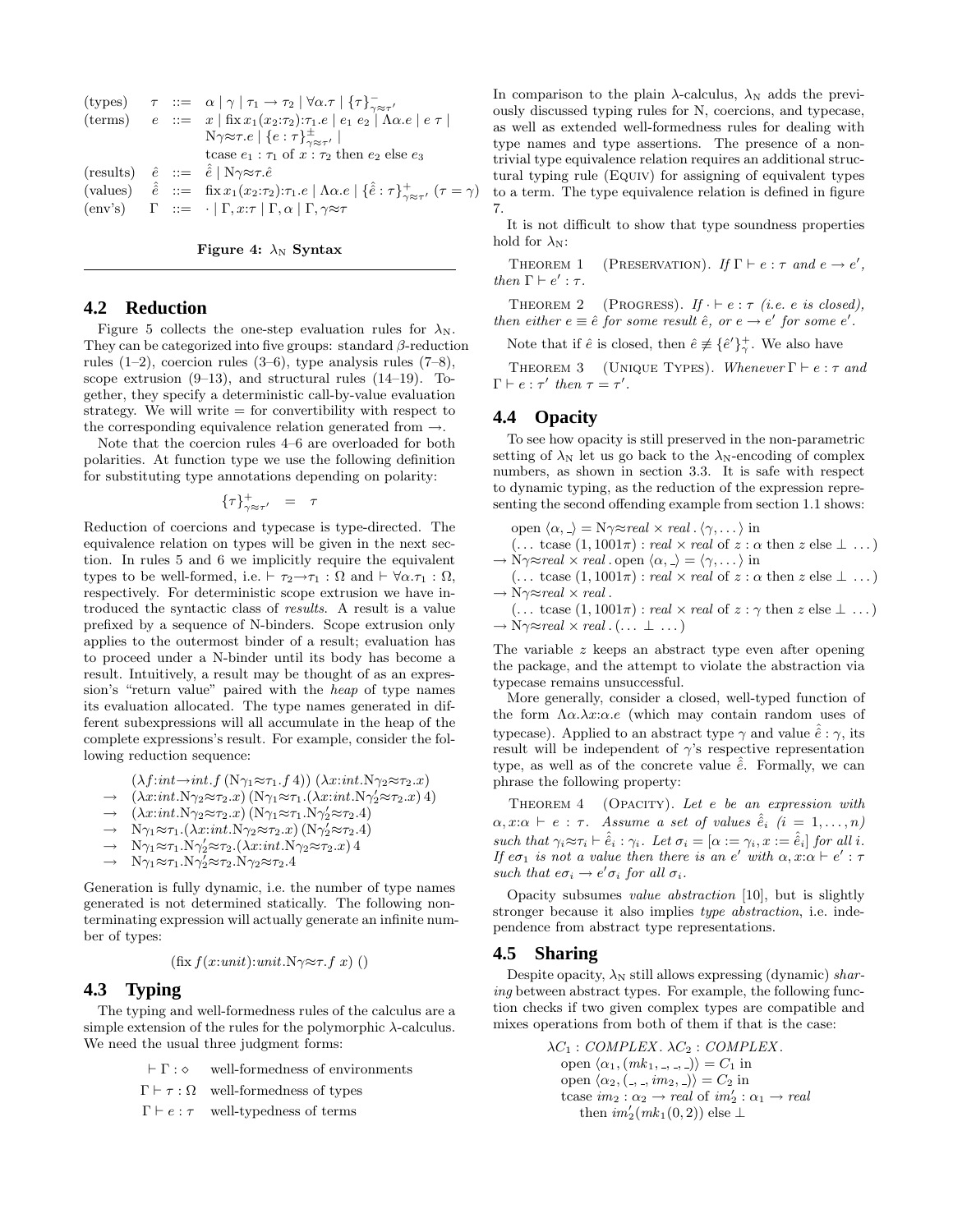$$
\begin{array}{llll}
\text{(types)} & \tau & ::= & \alpha \mid \gamma \mid \tau_1 \to \tau_2 \mid \forall \alpha.\tau \mid \{\tau\}^{-}_{\gamma\approx\tau'} \\
\text{(terms)} & e & ::= & x \mid \text{fix}\, x_1(x_2{:}\tau_2){:}\tau_1.e \mid e_1\ e_2 \mid \Lambda\alpha.e \mid e\ \tau \mid \\
 & & & \text{N}\gamma{\approx}\tau.e \mid \{e:\tau\}^{\pm}_{\gamma\approx\tau'} \mid \\
 & & & \text{tcase}\ e_1 : \tau_1\ \text{of}\ x : \tau_2\ \text{then}\ e_2\ \text{else}\ e_3 \\
\text{(results)} & \hat{e} & ::= & \hat{\hat{e}} \mid \text{N}\gamma{\approx}\tau.\hat{e} \\
\text{(values)} & \hat{\hat{e}} & ::= & \text{fix}\, x_1(x_2{:}\tau_2){:}\tau_1.e \mid \Lambda\alpha.e \mid \{\hat{\hat{e}}:\tau\}^{+}_{\gamma\approx\tau'}\ (\tau=\gamma) \\
\text{(env's)} & \Gamma & ::= & \cdot \mid \Gamma, x{:}\tau \mid \Gamma, \alpha \mid \Gamma, \gamma{\approx}\tau
\end{array}
$$

**Figure 4: $\lambda_{\text{N}}$ Syntax**

## 4.2 Reduction

Figure 5 collects the one-step evaluation rules for $\lambda_{\text{N}}$. They can be categorized into five groups: standard $\beta$-reduction rules (1–2), coercion rules (3–6), type analysis rules (7–8), scope extrusion (9–13), and structural rules (14–19). Together, they specify a deterministic call-by-value evaluation strategy. We will write $=$ for convertibility with respect to the corresponding equivalence relation generated from $\to$.

Note that the coercion rules 4–6 are overloaded for both polarities. At function type we use the following definition for substituting type annotations depending on polarity:

$$\{\tau\}^{+}_{\gamma\approx\tau'} \quad = \quad \tau$$

Reduction of coercions and typecase is type-directed. The equivalence relation on types will be given in the next section. In rules 5 and 6 we implicitly require the equivalent types to be well-formed, i.e. $\vdash \tau_2 \to \tau_1 : \Omega$ and $\vdash \forall\alpha.\tau_1 : \Omega$, respectively. For deterministic scope extrusion we have introduced the syntactic class of *results*. A result is a value prefixed by a sequence of N-binders. Scope extrusion only applies to the outermost binder of a result; evaluation has to proceed under a N-binder until its body has become a result. Intuitively, a result may be thought of as an expression's "return value" paired with the *heap* of type names its evaluation allocated. The type names generated in different subexpressions will all accumulate in the heap of the complete expressions's result. For example, consider the following reduction sequence:

$$
\begin{array}{ll}
 & (\lambda f{:}int{\to}int.f\,(\text{N}\gamma_1{\approx}\tau_1.f\,4))\ (\lambda x{:}int.\text{N}\gamma_2{\approx}\tau_2.x) \\
\to & (\lambda x{:}int.\text{N}\gamma_2{\approx}\tau_2.x)\,(\text{N}\gamma_1{\approx}\tau_1.(\lambda x{:}int.\text{N}\gamma_2'{\approx}\tau_2.x)\,4) \\
\to & (\lambda x{:}int.\text{N}\gamma_2{\approx}\tau_2.x)\,(\text{N}\gamma_1{\approx}\tau_1.\text{N}\gamma_2'{\approx}\tau_2.4) \\
\to & \text{N}\gamma_1{\approx}\tau_1.(\lambda x{:}int.\text{N}\gamma_2{\approx}\tau_2.x)\,(\text{N}\gamma_2'{\approx}\tau_2.4) \\
\to & \text{N}\gamma_1{\approx}\tau_1.\text{N}\gamma_2'{\approx}\tau_2.(\lambda x{:}int.\text{N}\gamma_2{\approx}\tau_2.x)\,4 \\
\to & \text{N}\gamma_1{\approx}\tau_1.\text{N}\gamma_2'{\approx}\tau_2.\text{N}\gamma_2{\approx}\tau_2.4
\end{array}
$$

Generation is fully dynamic, i.e. the number of type names generated is not determined statically. The following nonterminating expression will actually generate an infinite number of types:

$$(\text{fix}\, f(x{:}unit){:}unit.\text{N}\gamma{\approx}\tau.f\ x)\ ()$$

## 4.3 Typing

The typing and well-formedness rules of the calculus are a simple extension of the rules for the polymorphic $\lambda$-calculus. We need the usual three judgment forms:

$$
\begin{array}{ll}
\vdash \Gamma : \diamond & \text{well-formedness of environments} \\
\Gamma \vdash \tau : \Omega & \text{well-formedness of types} \\
\Gamma \vdash e : \tau & \text{well-typedness of terms}
\end{array}
$$

In comparison to the plain $\lambda$-calculus, $\lambda_{\text{N}}$ adds the previously discussed typing rules for N, coercions, and typecase, as well as extended well-formedness rules for dealing with type names and type assertions. The presence of a nontrivial type equivalence relation requires an additional structural typing rule (Equiv) for assigning of equivalent types to a term. The type equivalence relation is defined in figure 7.

It is not difficult to show that type soundness properties hold for $\lambda_{\text{N}}$:

Theorem 1 (Preservation). *If $\Gamma \vdash e : \tau$ and $e \to e'$, then $\Gamma \vdash e' : \tau$.*

Theorem 2 (Progress). *If $\cdot \vdash e : \tau$ (i.e. $e$ is closed), then either $e \equiv \hat{e}$ for some result $\hat{e}$, or $e \to e'$ for some $e'$.*

Note that if $\hat{e}$ is closed, then $\hat{e} \not\equiv \{\hat{e}'\}^{+}_{\gamma}$. We also have

Theorem 3 (Unique Types). *Whenever $\Gamma \vdash e : \tau$ and $\Gamma \vdash e : \tau'$ then $\tau = \tau'$.*

## 4.4 Opacity

To see how opacity is still preserved in the non-parametric setting of $\lambda_{\text{N}}$ let us go back to the $\lambda_{\text{N}}$-encoding of complex numbers, as shown in section 3.3. It is safe with respect to dynamic typing, as the reduction of the expression representing the second offending example from section 1.1 shows:

$$
\begin{array}{l}
\quad \text{open}\ \langle\alpha, \_\rangle = \text{N}\gamma{\approx}real \times real\,.\,\langle\gamma, \ldots\rangle\ \text{in} \\
\quad (\ldots\ \text{tcase}\ (1, 1001\pi) : real \times real\ \text{of}\ z : \alpha\ \text{then}\ z\ \text{else}\ \bot\ \ldots) \\
\to \text{N}\gamma{\approx}real \times real\,.\,\text{open}\ \langle\alpha, \_\rangle = \langle\gamma, \ldots\rangle\ \text{in} \\
\quad (\ldots\ \text{tcase}\ (1, 1001\pi) : real \times real\ \text{of}\ z : \alpha\ \text{then}\ z\ \text{else}\ \bot\ \ldots) \\
\to \text{N}\gamma{\approx}real \times real\,. \\
\quad (\ldots\ \text{tcase}\ (1, 1001\pi) : real \times real\ \text{of}\ z : \gamma\ \text{then}\ z\ \text{else}\ \bot\ \ldots) \\
\to \text{N}\gamma{\approx}real \times real\,.\,(\ldots\ \bot\ \ldots)
\end{array}
$$

The variable $z$ keeps an abstract type even after opening the package, and the attempt to violate the abstraction via typecase remains unsuccessful.

More generally, consider a closed, well-typed function of the form $\Lambda\alpha.\lambda x{:}\alpha.e$ (which may contain random uses of typecase). Applied to an abstract type $\gamma$ and value $\hat{\hat{e}} : \gamma$, its result will be independent of $\gamma$'s respective representation type, as well as of the concrete value $\hat{\hat{e}}$. Formally, we can phrase the following property:

Theorem 4 (Opacity). *Let $e$ be an expression with $\alpha, x{:}\alpha \vdash e : \tau$. Assume a set of values $\hat{\hat{e}}_i$ $(i = 1, \ldots, n)$ such that $\gamma_i{\approx}\tau_i \vdash \hat{\hat{e}}_i : \gamma_i$. Let $\sigma_i = [\alpha := \gamma_i, x := \hat{\hat{e}}_i]$ for all $i$. If $e\sigma_1$ is not a value then there is an $e'$ with $\alpha, x{:}\alpha \vdash e' : \tau$ such that $e\sigma_i \to e'\sigma_i$ for all $\sigma_i$.*

Opacity subsumes *value abstraction* [10], but is slightly stronger because it also implies *type abstraction*, i.e. independence from abstract type representations.

## 4.5 Sharing

Despite opacity, $\lambda_{\text{N}}$ still allows expressing (dynamic) *sharing* between abstract types. For example, the following function checks if two given complex types are compatible and mixes operations from both of them if that is the case:

$$
\begin{array}{l}
\lambda C_1 : \mathit{COMPLEX}.\ \lambda C_2 : \mathit{COMPLEX}. \\
\quad \text{open}\ \langle\alpha_1, (mk_1, \_, \_, \_)\rangle = C_1\ \text{in} \\
\quad \text{open}\ \langle\alpha_2, (\_, \_, im_2, \_)\rangle = C_2\ \text{in} \\
\quad \text{tcase}\ im_2 : \alpha_2 \to real\ \text{of}\ im_2' : \alpha_1 \to real \\
\quad\quad \text{then}\ im_2'(mk_1(0, 2))\ \text{else}\ \bot
\end{array}
$$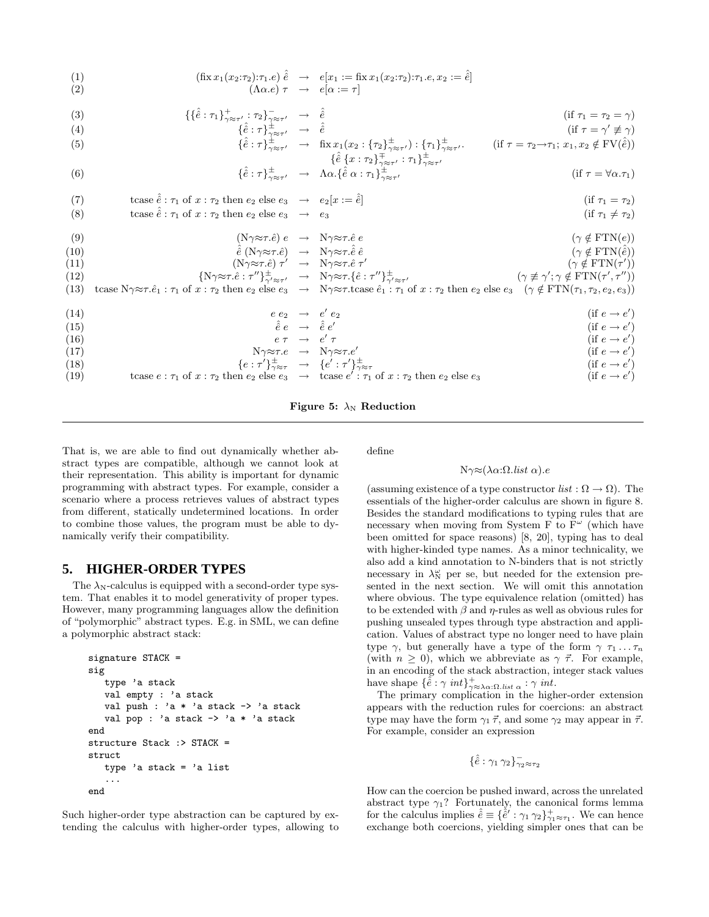$$
\begin{array}{llcll}
(1) & (\text{fix}\, x_1(x_2{:}\tau_2){:}\tau_1.e)\ \hat{e} & \rightarrow & e[x_1 := \text{fix}\, x_1(x_2{:}\tau_2){:}\tau_1.e, x_2 := \hat{e}] & \\
(2) & (\Lambda\alpha.e)\ \tau & \rightarrow & e[\alpha := \tau] & \\
(3) & \{\{\hat{e} : \tau_1\}^+_{\gamma\approx\tau'} : \tau_2\}^-_{\gamma\approx\tau'} & \rightarrow & \hat{e} & (\text{if } \tau_1 = \tau_2 = \gamma) \\
(4) & \{\hat{e} : \tau\}^\pm_{\gamma\approx\tau'} & \rightarrow & \hat{e} & (\text{if } \tau = \gamma' \not\equiv \gamma) \\
(5) & \{\hat{e} : \tau\}^\pm_{\gamma\approx\tau'} & \rightarrow & \text{fix}\, x_1(x_2 : \{\tau_2\}^\pm_{\gamma\approx\tau'}) : \{\tau_1\}^\pm_{\gamma\approx\tau'}. & (\text{if } \tau = \tau_2 \to \tau_1;\ x_1, x_2 \notin \text{FV}(\hat{e})) \\
 & & & \quad \{\hat{e}\ \{x : \tau_2\}^\mp_{\gamma\approx\tau'} : \tau_1\}^\pm_{\gamma\approx\tau'} & \\
(6) & \{\hat{e} : \tau\}^\pm_{\gamma\approx\tau'} & \rightarrow & \Lambda\alpha.\{\hat{e}\ \alpha : \tau_1\}^\pm_{\gamma\approx\tau'} & (\text{if } \tau = \forall\alpha.\tau_1) \\
(7) & \text{tcase}\ \hat{e} : \tau_1 \text{ of } x : \tau_2 \text{ then } e_2 \text{ else } e_3 & \rightarrow & e_2[x := \hat{e}] & (\text{if } \tau_1 = \tau_2) \\
(8) & \text{tcase}\ \hat{e} : \tau_1 \text{ of } x : \tau_2 \text{ then } e_2 \text{ else } e_3 & \rightarrow & e_3 & (\text{if } \tau_1 \neq \tau_2) \\
(9) & (\text{N}\gamma{\approx}\tau.\hat{e})\ e & \rightarrow & \text{N}\gamma{\approx}\tau.\hat{e}\ e & (\gamma \notin \text{FTN}(e)) \\
(10) & \hat{\hat{e}}\ (\text{N}\gamma{\approx}\tau.\hat{e}) & \rightarrow & \text{N}\gamma{\approx}\tau.\hat{\hat{e}}\ \hat{e} & (\gamma \notin \text{FTN}(\hat{\hat{e}})) \\
(11) & (\text{N}\gamma{\approx}\tau.\hat{e})\ \tau' & \rightarrow & \text{N}\gamma{\approx}\tau.\hat{e}\ \tau' & (\gamma \notin \text{FTN}(\tau')) \\
(12) & \{\text{N}\gamma{\approx}\tau.\hat{e} : \tau''\}^\pm_{\gamma'\approx\tau'} & \rightarrow & \text{N}\gamma{\approx}\tau.\{\hat{e} : \tau''\}^\pm_{\gamma'\approx\tau'} & (\gamma \not\equiv \gamma'; \gamma \notin \text{FTN}(\tau', \tau'')) \\
(13) & \text{tcase N}\gamma{\approx}\tau.\hat{e}_1 : \tau_1 \text{ of } x : \tau_2 \text{ then } e_2 \text{ else } e_3 & \rightarrow & \text{N}\gamma{\approx}\tau.\text{tcase}\ \hat{e}_1 : \tau_1 \text{ of } x : \tau_2 \text{ then } e_2 \text{ else } e_3 & (\gamma \notin \text{FTN}(\tau_1, \tau_2, e_2, e_3)) \\
(14) & e\ e_2 & \rightarrow & e'\ e_2 & (\text{if } e \to e') \\
(15) & \hat{\hat{e}}\ e & \rightarrow & \hat{\hat{e}}\ e' & (\text{if } e \to e') \\
(16) & e\ \tau & \rightarrow & e'\ \tau & (\text{if } e \to e') \\
(17) & \text{N}\gamma{\approx}\tau.e & \rightarrow & \text{N}\gamma{\approx}\tau.e' & (\text{if } e \to e') \\
(18) & \{e : \tau'\}^\pm_{\gamma\approx\tau} & \rightarrow & \{e' : \tau'\}^\pm_{\gamma\approx\tau} & (\text{if } e \to e') \\
(19) & \text{tcase}\ e : \tau_1 \text{ of } x : \tau_2 \text{ then } e_2 \text{ else } e_3 & \rightarrow & \text{tcase}\ e' : \tau_1 \text{ of } x : \tau_2 \text{ then } e_2 \text{ else } e_3 & (\text{if } e \to e')
\end{array}
$$

**Figure 5: $\lambda_N$ Reduction**

That is, we are able to find out dynamically whether abstract types are compatible, although we cannot look at their representation. This ability is important for dynamic programming with abstract types. For example, consider a scenario where a process retrieves values of abstract types from different, statically undetermined locations. In order to combine those values, the program must be able to dynamically verify their compatibility.

## 5. HIGHER-ORDER TYPES

The $\lambda_N$-calculus is equipped with a second-order type system. That enables it to model generativity of proper types. However, many programming languages allow the definition of "polymorphic" abstract types. E.g. in SML, we can define a polymorphic abstract stack:

```
signature STACK =
sig
   type 'a stack
   val empty : 'a stack
   val push : 'a * 'a stack -> 'a stack
   val pop : 'a stack -> 'a * 'a stack
end
structure Stack :> STACK =
struct
   type 'a stack = 'a list
   ...
end
```

Such higher-order type abstraction can be captured by extending the calculus with higher-order types, allowing to define

$$\text{N}\gamma{\approx}(\lambda\alpha{:}\Omega.\mathit{list}\ \alpha).e$$

(assuming existence of a type constructor $\mathit{list} : \Omega \to \Omega$). The essentials of the higher-order calculus are shown in figure 8. Besides the standard modifications to typing rules that are necessary when moving from System F to $\text{F}^\omega$ (which have been omitted for space reasons) [8, 20], typing has to deal with higher-kinded type names. As a minor technicality, we also add a kind annotation to N-binders that is not strictly necessary in $\lambda_N^\omega$ per se, but needed for the extension presented in the next section. We will omit this annotation where obvious. The type equivalence relation (omitted) has to be extended with $\beta$ and $\eta$-rules as well as obvious rules for pushing unsealed types through type abstraction and application. Values of abstract type no longer need to have plain type $\gamma$, but generally have a type of the form $\gamma\ \tau_1 \ldots \tau_n$ (with $n \geq 0$), which we abbreviate as $\gamma\ \vec{\tau}$. For example, in an encoding of the stack abstraction, integer stack values have shape $\{\hat{e} : \gamma\ \mathit{int}\}^+_{\gamma\approx\lambda\alpha:\Omega.\mathit{list}\ \alpha} : \gamma\ \mathit{int}$.

The primary complication in the higher-order extension appears with the reduction rules for coercions: an abstract type may have the form $\gamma_1\ \vec{\tau}$, and some $\gamma_2$ may appear in $\vec{\tau}$. For example, consider an expression

$$\{\hat{\hat{e}} : \gamma_1\ \gamma_2\}^-_{\gamma_2\approx\tau_2}$$

How can the coercion be pushed inward, across the unrelated abstract type $\gamma_1$? Fortunately, the canonical forms lemma for the calculus implies $\hat{\hat{e}} \equiv \{\hat{\hat{e}}' : \gamma_1\ \gamma_2\}^+_{\gamma_1\approx\tau_1}$. We can hence exchange both coercions, yielding simpler ones that can be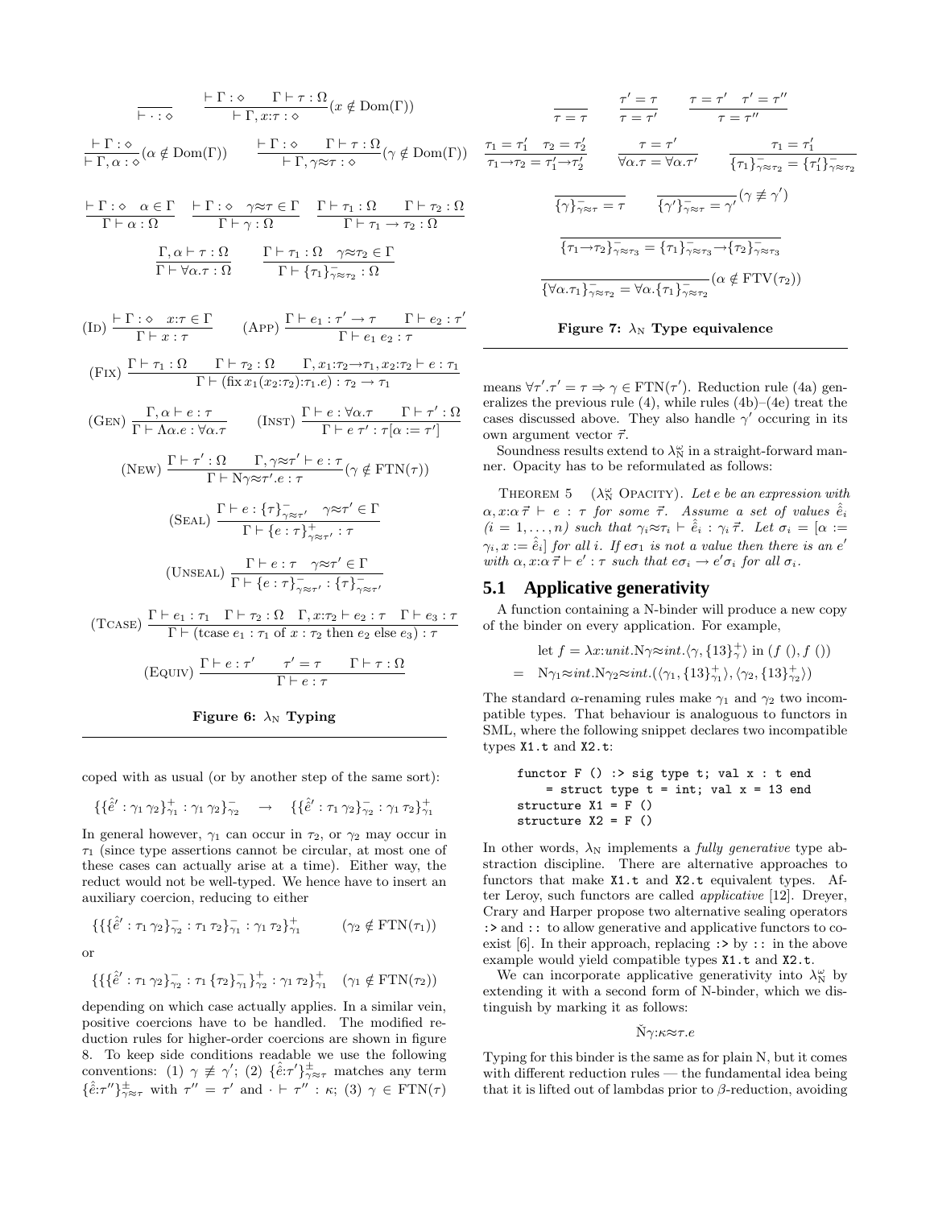$$\frac{}{\vdash \cdot : \diamond} \qquad \frac{\vdash \Gamma : \diamond \quad \Gamma \vdash \tau : \Omega}{\vdash \Gamma, x{:}\tau : \diamond}(x \notin \text{Dom}(\Gamma))$$

$$\frac{\vdash \Gamma : \diamond}{\vdash \Gamma, \alpha : \diamond}(\alpha \notin \text{Dom}(\Gamma)) \qquad \frac{\vdash \Gamma : \diamond \quad \Gamma \vdash \tau : \Omega}{\vdash \Gamma, \gamma{\approx}\tau : \diamond}(\gamma \notin \text{Dom}(\Gamma))$$

$$\frac{\vdash \Gamma : \diamond \quad \alpha \in \Gamma}{\Gamma \vdash \alpha : \Omega} \quad \frac{\vdash \Gamma : \diamond \quad \gamma{\approx}\tau \in \Gamma}{\Gamma \vdash \gamma : \Omega} \quad \frac{\Gamma \vdash \tau_1 : \Omega \quad \Gamma \vdash \tau_2 : \Omega}{\Gamma \vdash \tau_1 \to \tau_2 : \Omega}$$

$$\frac{\Gamma, \alpha \vdash \tau : \Omega}{\Gamma \vdash \forall\alpha.\tau : \Omega} \qquad \frac{\Gamma \vdash \tau_1 : \Omega \quad \gamma{\approx}\tau_2 \in \Gamma}{\Gamma \vdash \{\tau_1\}^-_{\gamma\approx\tau_2} : \Omega}$$

$$(\text{Id})\ \frac{\vdash \Gamma : \diamond \quad x{:}\tau \in \Gamma}{\Gamma \vdash x : \tau} \qquad (\text{App})\ \frac{\Gamma \vdash e_1 : \tau' \to \tau \quad \Gamma \vdash e_2 : \tau'}{\Gamma \vdash e_1\ e_2 : \tau}$$

$$(\text{Fix})\ \frac{\Gamma \vdash \tau_1 : \Omega \quad \Gamma \vdash \tau_2 : \Omega \quad \Gamma, x_1{:}\tau_2{\to}\tau_1, x_2{:}\tau_2 \vdash e : \tau_1}{\Gamma \vdash (\text{fix}\, x_1(x_2{:}\tau_2){:}\tau_1.e) : \tau_2 \to \tau_1}$$

$$(\text{Gen})\ \frac{\Gamma, \alpha \vdash e : \tau}{\Gamma \vdash \Lambda\alpha.e : \forall\alpha.\tau} \qquad (\text{Inst})\ \frac{\Gamma \vdash e : \forall\alpha.\tau \quad \Gamma \vdash \tau' : \Omega}{\Gamma \vdash e\ \tau' : \tau[\alpha := \tau']}$$

$$(\text{New})\ \frac{\Gamma \vdash \tau' : \Omega \quad \Gamma, \gamma{\approx}\tau' \vdash e : \tau}{\Gamma \vdash \text{N}\gamma{\approx}\tau'.e : \tau}(\gamma \notin \text{FTN}(\tau))$$

$$(\text{Seal})\ \frac{\Gamma \vdash e : \{\tau\}^-_{\gamma\approx\tau'} \quad \gamma{\approx}\tau' \in \Gamma}{\Gamma \vdash \{e : \tau\}^+_{\gamma\approx\tau'} : \tau}$$

$$(\text{Unseal})\ \frac{\Gamma \vdash e : \tau \quad \gamma{\approx}\tau' \in \Gamma}{\Gamma \vdash \{e : \tau\}^-_{\gamma\approx\tau'} : \{\tau\}^-_{\gamma\approx\tau'}}$$

$$(\text{Tcase})\ \frac{\Gamma \vdash e_1 : \tau_1 \quad \Gamma \vdash \tau_2 : \Omega \quad \Gamma, x{:}\tau_2 \vdash e_2 : \tau \quad \Gamma \vdash e_3 : \tau}{\Gamma \vdash (\text{tcase}\ e_1 : \tau_1\ \text{of}\ x : \tau_2\ \text{then}\ e_2\ \text{else}\ e_3) : \tau}$$

$$(\text{Equiv})\ \frac{\Gamma \vdash e : \tau' \quad \tau' = \tau \quad \Gamma \vdash \tau : \Omega}{\Gamma \vdash e : \tau}$$

**Figure 6: $\lambda_\text{N}$ Typing**

coped with as usual (or by another step of the same sort):

$$\{\{\hat{e}' : \gamma_1\,\gamma_2\}^+_{\gamma_1} : \gamma_1\,\gamma_2\}^-_{\gamma_2} \quad \to \quad \{\{\hat{e}' : \tau_1\,\gamma_2\}^-_{\gamma_2} : \gamma_1\,\tau_2\}^+_{\gamma_1}$$

In general however, $\gamma_1$ can occur in $\tau_2$, or $\gamma_2$ may occur in $\tau_1$ (since type assertions cannot be circular, at most one of these cases can actually arise at a time). Either way, the reduct would not be well-typed. We hence have to insert an auxiliary coercion, reducing to either

$$\{\{\{\hat{\hat{e}}' : \tau_1\,\gamma_2\}^-_{\gamma_2} : \tau_1\,\tau_2\}^-_{\gamma_1} : \gamma_1\,\tau_2\}^+_{\gamma_1} \qquad (\gamma_2 \notin \text{FTN}(\tau_1))$$

or

$$\{\{\{\hat{\hat{e}}' : \tau_1\,\gamma_2\}^-_{\gamma_2} : \tau_1\,\{\tau_2\}^-_{\gamma_1}\}^+_{\gamma_2} : \gamma_1\,\tau_2\}^+_{\gamma_1} \quad (\gamma_1 \notin \text{FTN}(\tau_2))$$

depending on which case actually applies. In a similar vein, positive coercions have to be handled. The modified reduction rules for higher-order coercions are shown in figure 8. To keep side conditions readable we use the following conventions: (1) $\gamma \not\equiv \gamma'$; (2) $\{\hat{\hat{e}}{:}\tau'\}^\pm_{\gamma\approx\tau}$ matches any term $\{\hat{e}{:}\tau''\}^\pm_{\gamma\approx\tau}$ with $\tau'' = \tau'$ and $\cdot \vdash \tau'' : \kappa$; (3) $\gamma \in \text{FTN}(\tau)$

$$\frac{}{\tau = \tau} \qquad \frac{\tau' = \tau}{\tau = \tau'} \qquad \frac{\tau = \tau' \quad \tau' = \tau''}{\tau = \tau''}$$

$$\frac{\tau_1 = \tau_1' \quad \tau_2 = \tau_2'}{\tau_1{\to}\tau_2 = \tau_1'{\to}\tau_2'} \qquad \frac{\tau = \tau'}{\forall\alpha.\tau = \forall\alpha.\tau'} \qquad \frac{\tau_1 = \tau_1'}{\{\tau_1\}^-_{\gamma\approx\tau_2} = \{\tau_1'\}^-_{\gamma\approx\tau_2}}$$

$$\frac{}{\{\gamma\}^-_{\gamma\approx\tau} = \tau} \qquad \frac{}{\{\gamma'\}^-_{\gamma\approx\tau} = \gamma'}(\gamma \not\equiv \gamma')$$

$$\frac{}{\{\tau_1{\to}\tau_2\}^-_{\gamma\approx\tau_3} = \{\tau_1\}^-_{\gamma\approx\tau_3}{\to}\{\tau_2\}^-_{\gamma\approx\tau_3}}$$

$$\frac{}{\{\forall\alpha.\tau_1\}^-_{\gamma\approx\tau_2} = \forall\alpha.\{\tau_1\}^-_{\gamma\approx\tau_2}}(\alpha \notin \text{FTV}(\tau_2))$$

**Figure 7: $\lambda_\text{N}$ Type equivalence**

means $\forall\tau'.\tau' = \tau \Rightarrow \gamma \in \text{FTN}(\tau')$. Reduction rule (4a) generalizes the previous rule (4), while rules (4b)–(4e) treat the cases discussed above. They also handle $\gamma'$ occuring in its own argument vector $\vec{\tau}$.

Soundness results extend to $\lambda^\omega_\text{N}$ in a straight-forward manner. Opacity has to be reformulated as follows:

Theorem 5 ($\lambda^\omega_\text{N}$ Opacity). *Let $e$ be an expression with $\alpha, x{:}\alpha\,\vec{\tau} \vdash e : \tau$ for some $\vec{\tau}$. Assume a set of values $\hat{\hat{e}}_i$ $(i = 1, \ldots, n)$ such that $\gamma_i{\approx}\tau_i \vdash \hat{\hat{e}}_i : \gamma_i\,\vec{\tau}$. Let $\sigma_i = [\alpha := \gamma_i, x := \hat{\hat{e}}_i]$ for all $i$. If $e\sigma_1$ is not a value then there is an $e'$ with $\alpha, x{:}\alpha\,\vec{\tau} \vdash e' : \tau$ such that $e\sigma_i \to e'\sigma_i$ for all $\sigma_i$.*

## 5.1 Applicative generativity

A function containing a N-binder will produce a new copy of the binder on every application. For example,

$$\begin{aligned} &\text{let}\ f = \lambda x{:}unit.\text{N}\gamma{\approx}int.\langle\gamma, \{13\}^+_\gamma\rangle\ \text{in}\ (f\ (), f\ ()) \\ =\ &\text{N}\gamma_1{\approx}int.\text{N}\gamma_2{\approx}int.(\langle\gamma_1, \{13\}^+_{\gamma_1}\rangle, \langle\gamma_2, \{13\}^+_{\gamma_2}\rangle) \end{aligned}$$

The standard $\alpha$-renaming rules make $\gamma_1$ and $\gamma_2$ two incompatible types. That behaviour is analoguous to functors in SML, where the following snippet declares two incompatible types `X1.t` and `X2.t`:

```
functor F () :> sig type t; val x : t end
    = struct type t = int; val x = 13 end
structure X1 = F ()
structure X2 = F ()
```

In other words, $\lambda_\text{N}$ implements a *fully generative* type abstraction discipline. There are alternative approaches to functors that make `X1.t` and `X2.t` equivalent types. After Leroy, such functors are called *applicative* [12]. Dreyer, Crary and Harper propose two alternative sealing operators `:>` and `::` to allow generative and applicative functors to coexist [6]. In their approach, replacing `:>` by `::` in the above example would yield compatible types `X1.t` and `X2.t`.

We can incorporate applicative generativity into $\lambda^\omega_\text{N}$ by extending it with a second form of N-binder, which we distinguish by marking it as follows:

$$\check{\text{N}}\gamma{:}\kappa{\approx}\tau.e$$

Typing for this binder is the same as for plain N, but it comes with different reduction rules — the fundamental idea being that it is lifted out of lambdas prior to $\beta$-reduction, avoiding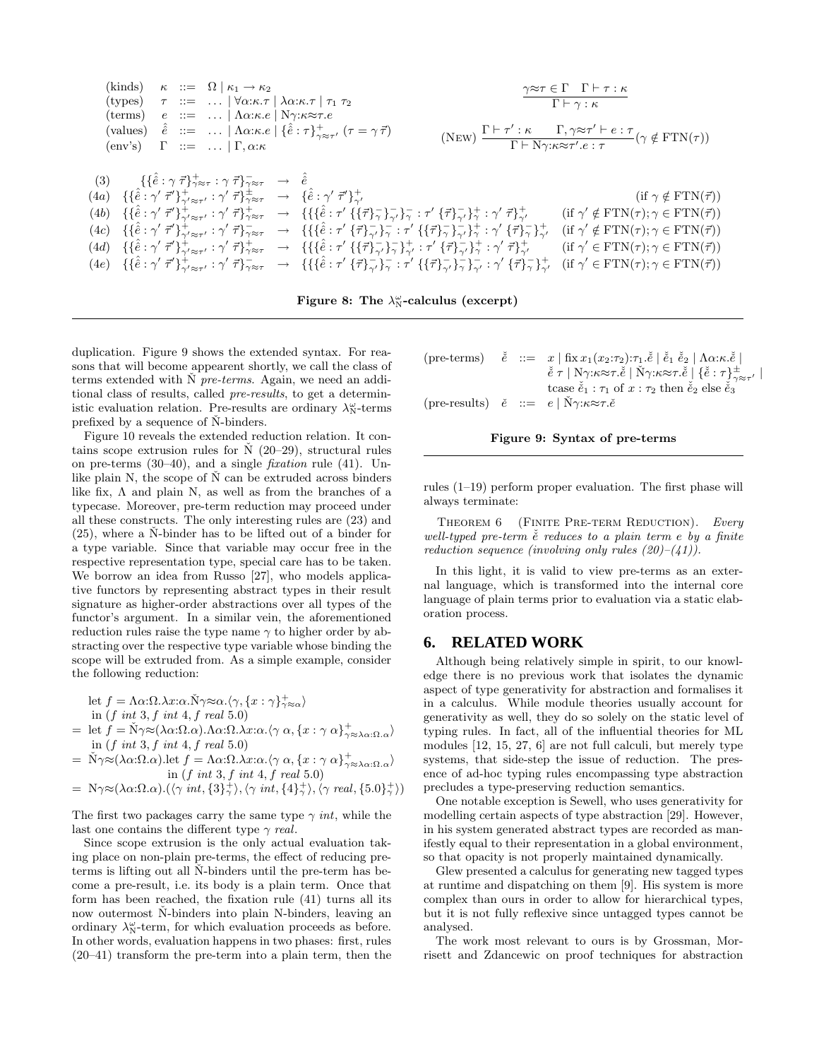$$
\begin{array}{llcl}
\text{(kinds)} & \kappa & ::= & \Omega \mid \kappa_1 \rightarrow \kappa_2 \\
\text{(types)} & \tau & ::= & \ldots \mid \forall\alpha{:}\kappa.\tau \mid \lambda\alpha{:}\kappa.\tau \mid \tau_1\ \tau_2 \\
\text{(terms)} & e & ::= & \ldots \mid \Lambda\alpha{:}\kappa.e \mid \mathrm{N}\gamma{:}\kappa{\approx}\tau.e \\
\text{(values)} & \hat{e} & ::= & \ldots \mid \Lambda\alpha{:}\kappa.e \mid \{\hat{e} : \tau\}^{+}_{\gamma\approx\tau'}\ (\tau = \gamma\,\vec{\tau}) \\
\text{(env's)} & \Gamma & ::= & \ldots \mid \Gamma, \alpha{:}\kappa
\end{array}
$$

$$
\frac{\gamma{\approx}\tau \in \Gamma \quad \Gamma \vdash \tau : \kappa}{\Gamma \vdash \gamma : \kappa}
$$

$$
(\text{NEW})\ \frac{\Gamma \vdash \tau' : \kappa \qquad \Gamma, \gamma{\approx}\tau' \vdash e : \tau}{\Gamma \vdash \mathrm{N}\gamma{:}\kappa{\approx}\tau'.e : \tau}(\gamma \notin \mathrm{FTN}(\tau))
$$

$$
\begin{array}{llcll}
(3) & \{\{\hat{e} : \gamma\ \vec{\tau}\}^{+}_{\gamma\approx\tau} : \gamma\ \vec{\tau}\}^{-}_{\gamma\approx\tau} & \rightarrow & \hat{e} & \\
(4a) & \{\{\hat{e} : \gamma'\ \vec{\tau}'\}^{+}_{\gamma'\approx\tau'} : \gamma'\ \vec{\tau}\}^{\pm}_{\gamma\approx\tau} & \rightarrow & \{\hat{e} : \gamma'\ \vec{\tau}'\}^{+}_{\gamma'} & (\text{if } \gamma \notin \mathrm{FTN}(\vec{\tau})) \\
(4b) & \{\{\hat{e} : \gamma'\ \vec{\tau}'\}^{+}_{\gamma'\approx\tau'} : \gamma'\ \vec{\tau}\}^{+}_{\gamma\approx\tau} & \rightarrow & \{\{\{\hat{e} : \tau'\ \{\{\vec{\tau}\}^{-}_{\gamma}\}^{-}_{\gamma'}\}^{-}_{\gamma} : \tau'\ \{\vec{\tau}\}^{-}_{\gamma'}\}^{+}_{\gamma} : \gamma'\ \vec{\tau}\}^{+}_{\gamma'} & (\text{if } \gamma' \notin \mathrm{FTN}(\tau); \gamma \in \mathrm{FTN}(\vec{\tau})) \\
(4c) & \{\{\hat{e} : \gamma'\ \vec{\tau}'\}^{+}_{\gamma'\approx\tau'} : \gamma'\ \vec{\tau}\}^{-}_{\gamma\approx\tau} & \rightarrow & \{\{\{\hat{e} : \tau'\ \{\vec{\tau}\}^{-}_{\gamma'}\}^{-}_{\gamma} : \tau'\ \{\{\vec{\tau}\}^{-}_{\gamma}\}^{-}_{\gamma'}\}^{+}_{\gamma} : \gamma'\ \{\vec{\tau}\}^{-}_{\gamma}\}^{+}_{\gamma'} & (\text{if } \gamma' \notin \mathrm{FTN}(\tau); \gamma \in \mathrm{FTN}(\vec{\tau})) \\
(4d) & \{\{\hat{e} : \gamma'\ \vec{\tau}'\}^{+}_{\gamma'\approx\tau'} : \gamma'\ \vec{\tau}\}^{+}_{\gamma\approx\tau} & \rightarrow & \{\{\{\hat{e} : \tau'\ \{\{\vec{\tau}\}^{-}_{\gamma'}\}^{-}_{\gamma}\}^{+}_{\gamma'} : \tau'\ \{\vec{\tau}\}^{-}_{\gamma'}\}^{+}_{\gamma} : \gamma'\ \vec{\tau}\}^{+}_{\gamma'} & (\text{if } \gamma' \in \mathrm{FTN}(\tau); \gamma \in \mathrm{FTN}(\vec{\tau})) \\
(4e) & \{\{\hat{e} : \gamma'\ \vec{\tau}'\}^{+}_{\gamma'\approx\tau'} : \gamma'\ \vec{\tau}\}^{-}_{\gamma\approx\tau} & \rightarrow & \{\{\{\hat{e} : \tau'\ \{\vec{\tau}\}^{-}_{\gamma'}\}^{-}_{\gamma} : \tau'\ \{\{\vec{\tau}\}^{-}_{\gamma'}\}^{-}_{\gamma}\}^{-}_{\gamma'} : \gamma'\ \{\vec{\tau}\}^{-}_{\gamma}\}^{+}_{\gamma'} & (\text{if } \gamma' \in \mathrm{FTN}(\tau); \gamma \in \mathrm{FTN}(\vec{\tau}))
\end{array}
$$

**Figure 8: The $\lambda^{\omega}_{\mathrm{N}}$-calculus (excerpt)**

duplication. Figure 9 shows the extended syntax. For reasons that will become appearent shortly, we call the class of terms extended with $\check{\mathrm{N}}$ *pre-terms*. Again, we need an additional class of results, called *pre-results*, to get a deterministic evaluation relation. Pre-results are ordinary $\lambda^{\omega}_{\mathrm{N}}$-terms prefixed by a sequence of $\check{\mathrm{N}}$-binders.

Figure 10 reveals the extended reduction relation. It contains scope extrusion rules for $\check{\mathrm{N}}$ (20–29), structural rules on pre-terms (30–40), and a single *fixation* rule (41). Unlike plain N, the scope of $\check{\mathrm{N}}$ can be extruded across binders like fix, $\Lambda$ and plain N, as well as from the branches of a typecase. Moreover, pre-term reduction may proceed under all these constructs. The only interesting rules are (23) and (25), where a $\check{\mathrm{N}}$-binder has to be lifted out of a binder for a type variable. Since that variable may occur free in the respective representation type, special care has to be taken. We borrow an idea from Russo [27], who models applicative functors by representing abstract types in their result signature as higher-order abstractions over all types of the functor's argument. In a similar vein, the aforementioned reduction rules raise the type name $\gamma$ to higher order by abstracting over the respective type variable whose binding the scope will be extruded from. As a simple example, consider the following reduction:

$$
\begin{array}{l}
\text{let } f = \Lambda\alpha{:}\Omega.\lambda x{:}\alpha.\check{\mathrm{N}}\gamma{\approx}\alpha.\langle\gamma, \{x : \gamma\}^{+}_{\gamma\approx\alpha}\rangle \\
\quad \text{in } (f\ \mathit{int}\ 3, f\ \mathit{int}\ 4, f\ \mathit{real}\ 5.0) \\
= \text{let } f = \check{\mathrm{N}}\gamma{\approx}(\lambda\alpha{:}\Omega.\alpha).\Lambda\alpha{:}\Omega.\lambda x{:}\alpha.\langle\gamma\ \alpha, \{x : \gamma\ \alpha\}^{+}_{\gamma\approx\lambda\alpha:\Omega.\alpha}\rangle \\
\quad \text{in } (f\ \mathit{int}\ 3, f\ \mathit{int}\ 4, f\ \mathit{real}\ 5.0) \\
= \check{\mathrm{N}}\gamma{\approx}(\lambda\alpha{:}\Omega.\alpha).\text{let } f = \Lambda\alpha{:}\Omega.\lambda x{:}\alpha.\langle\gamma\ \alpha, \{x : \gamma\ \alpha\}^{+}_{\gamma\approx\lambda\alpha:\Omega.\alpha}\rangle \\
\qquad\qquad \text{in } (f\ \mathit{int}\ 3, f\ \mathit{int}\ 4, f\ \mathit{real}\ 5.0) \\
= \mathrm{N}\gamma{\approx}(\lambda\alpha{:}\Omega.\alpha).(\langle\gamma\ \mathit{int}, \{3\}^{+}_{\gamma}\rangle, \langle\gamma\ \mathit{int}, \{4\}^{+}_{\gamma}\rangle, \langle\gamma\ \mathit{real}, \{5.0\}^{+}_{\gamma}\rangle)
\end{array}
$$

The first two packages carry the same type $\gamma\ \mathit{int}$, while the last one contains the different type $\gamma\ \mathit{real}$.

Since scope extrusion is the only actual evaluation taking place on non-plain pre-terms, the effect of reducing pre-terms is lifting out all $\check{\mathrm{N}}$-binders until the pre-term has become a pre-result, i.e. its body is a plain term. Once that form has been reached, the fixation rule (41) turns all its now outermost $\check{\mathrm{N}}$-binders into plain N-binders, leaving an ordinary $\lambda^{\omega}_{\mathrm{N}}$-term, for which evaluation proceeds as before. In other words, evaluation happens in two phases: first, rules (20–41) transform the pre-term into a plain term, then the rules (1–19) perform proper evaluation. The first phase will always terminate:

$$
\begin{array}{llcl}
\text{(pre-terms)} & \check{e} & ::= & x \mid \text{fix}\, x_1(x_2{:}\tau_2){:}\tau_1.\check{e} \mid \check{e}_1\ \check{e}_2 \mid \Lambda\alpha{:}\kappa.\check{e} \mid \\
& & & \check{e}\ \tau \mid \mathrm{N}\gamma{:}\kappa{\approx}\tau.\check{e} \mid \check{\mathrm{N}}\gamma{:}\kappa{\approx}\tau.\check{e} \mid \{\check{e} : \tau\}^{\pm}_{\gamma\approx\tau'} \mid \\
& & & \text{tcase}\ \check{e}_1 : \tau_1 \text{ of } x : \tau_2 \text{ then } \check{e}_2 \text{ else } \check{e}_3 \\
\text{(pre-results)} & \check{e} & ::= & e \mid \check{\mathrm{N}}\gamma{:}\kappa{\approx}\tau.\check{e}
\end{array}
$$

**Figure 9: Syntax of pre-terms**

THEOREM 6 (FINITE PRE-TERM REDUCTION). *Every well-typed pre-term $\check{e}$ reduces to a plain term $e$ by a finite reduction sequence (involving only rules (20)–(41)).*

In this light, it is valid to view pre-terms as an external language, which is transformed into the internal core language of plain terms prior to evaluation via a static elaboration process.

## 6. RELATED WORK

Although being relatively simple in spirit, to our knowledge there is no previous work that isolates the dynamic aspect of type generativity for abstraction and formalises it in a calculus. While module theories usually account for generativity as well, they do so solely on the static level of typing rules. In fact, all of the influential theories for ML modules [12, 15, 27, 6] are not full calculi, but merely type systems, that side-step the issue of reduction. The presence of ad-hoc typing rules encompassing type abstraction precludes a type-preserving reduction semantics.

One notable exception is Sewell, who uses generativity for modelling certain aspects of type abstraction [29]. However, in his system generated abstract types are recorded as manifestly equal to their representation in a global environment, so that opacity is not properly maintained dynamically.

Glew presented a calculus for generating new tagged types at runtime and dispatching on them [9]. His system is more complex than ours in order to allow for hierarchical types, but it is not fully reflexive since untagged types cannot be analysed.

The work most relevant to ours is by Grossman, Morrisett and Zdancewic on proof techniques for abstraction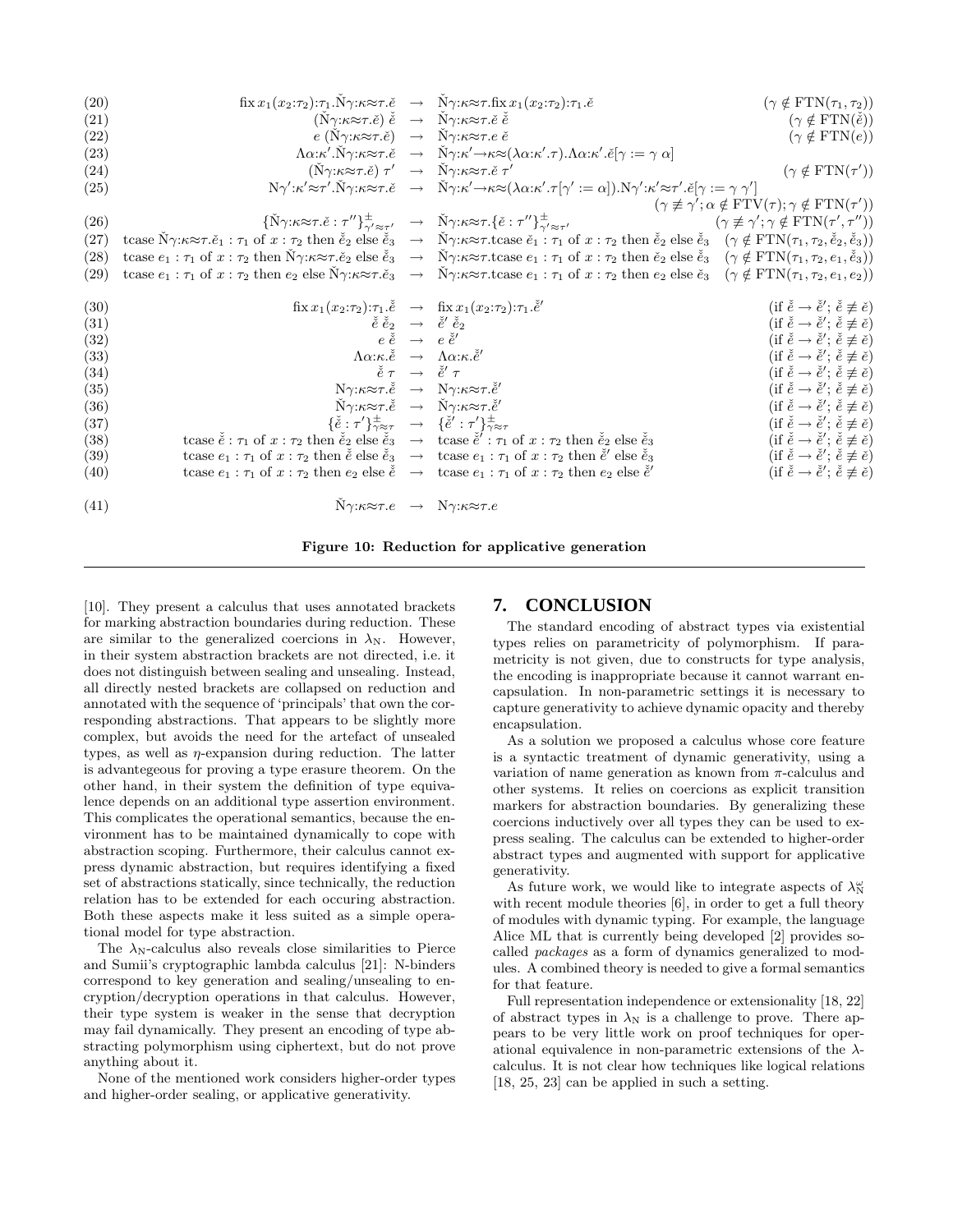$$
\begin{array}{lrcll}
(20) & \text{fix}\, x_1(x_2{:}\tau_2){:}\tau_1.\check{\text{N}}\gamma{:}\kappa{\approx}\tau.\check{e} & \rightarrow & \check{\text{N}}\gamma{:}\kappa{\approx}\tau.\text{fix}\, x_1(x_2{:}\tau_2){:}\tau_1.\check{e} & (\gamma \notin \text{FTN}(\tau_1, \tau_2)) \\
(21) & (\check{\text{N}}\gamma{:}\kappa{\approx}\tau.\check{e})\; \check{\check{e}} & \rightarrow & \check{\text{N}}\gamma{:}\kappa{\approx}\tau.\check{e}\; \check{\check{e}} & (\gamma \notin \text{FTN}(\check{\check{e}})) \\
(22) & e\; (\check{\text{N}}\gamma{:}\kappa{\approx}\tau.\check{e}) & \rightarrow & \check{\text{N}}\gamma{:}\kappa{\approx}\tau.e\; \check{e} & (\gamma \notin \text{FTN}(e)) \\
(23) & \Lambda\alpha{:}\kappa'.\check{\text{N}}\gamma{:}\kappa{\approx}\tau.\check{e} & \rightarrow & \check{\text{N}}\gamma{:}\kappa'{\rightarrow}\kappa{\approx}(\lambda\alpha{:}\kappa'.\tau).\Lambda\alpha{:}\kappa'.\check{e}[\gamma := \gamma\; \alpha] & \\
(24) & (\check{\text{N}}\gamma{:}\kappa{\approx}\tau.\check{e})\; \tau' & \rightarrow & \check{\text{N}}\gamma{:}\kappa{\approx}\tau.\check{e}\; \tau' & (\gamma \notin \text{FTN}(\tau')) \\
(25) & \text{N}\gamma'{:}\kappa'{\approx}\tau'.\check{\text{N}}\gamma{:}\kappa{\approx}\tau.\check{e} & \rightarrow & \check{\text{N}}\gamma{:}\kappa'{\rightarrow}\kappa{\approx}(\lambda\alpha{:}\kappa'.\tau[\gamma' := \alpha]).\text{N}\gamma'{:}\kappa'{\approx}\tau'.\check{e}[\gamma := \gamma\; \gamma'] & \\
 & & & & (\gamma \not\equiv \gamma'; \alpha \notin \text{FTV}(\tau); \gamma \notin \text{FTN}(\tau')) \\
(26) & \{\check{\text{N}}\gamma{:}\kappa{\approx}\tau.\check{e} : \tau''\}^{\pm}_{\gamma'\approx\tau'} & \rightarrow & \check{\text{N}}\gamma{:}\kappa{\approx}\tau.\{\check{e} : \tau''\}^{\pm}_{\gamma'\approx\tau'} & (\gamma \not\equiv \gamma'; \gamma \notin \text{FTN}(\tau', \tau'')) \\
(27) & \text{tcase}\; \check{\text{N}}\gamma{:}\kappa{\approx}\tau.\check{e}_1 : \tau_1 \text{ of } x : \tau_2 \text{ then } \check{\check{e}}_2 \text{ else } \check{\check{e}}_3 & \rightarrow & \check{\text{N}}\gamma{:}\kappa{\approx}\tau.\text{tcase}\; \check{e}_1 : \tau_1 \text{ of } x : \tau_2 \text{ then } \check{\check{e}}_2 \text{ else } \check{\check{e}}_3 & (\gamma \notin \text{FTN}(\tau_1, \tau_2, \check{\check{e}}_2, \check{\check{e}}_3)) \\
(28) & \text{tcase}\; e_1 : \tau_1 \text{ of } x : \tau_2 \text{ then } \check{\text{N}}\gamma{:}\kappa{\approx}\tau.\check{e}_2 \text{ else } \check{\check{e}}_3 & \rightarrow & \check{\text{N}}\gamma{:}\kappa{\approx}\tau.\text{tcase}\; e_1 : \tau_1 \text{ of } x : \tau_2 \text{ then } \check{e}_2 \text{ else } \check{\check{e}}_3 & (\gamma \notin \text{FTN}(\tau_1, \tau_2, e_1, \check{\check{e}}_3)) \\
(29) & \text{tcase}\; e_1 : \tau_1 \text{ of } x : \tau_2 \text{ then } e_2 \text{ else } \check{\text{N}}\gamma{:}\kappa{\approx}\tau.\check{e}_3 & \rightarrow & \check{\text{N}}\gamma{:}\kappa{\approx}\tau.\text{tcase}\; e_1 : \tau_1 \text{ of } x : \tau_2 \text{ then } e_2 \text{ else } \check{e}_3 & (\gamma \notin \text{FTN}(\tau_1, \tau_2, e_1, e_2)) \\
 & & & & \\
(30) & \text{fix}\, x_1(x_2{:}\tau_2){:}\tau_1.\check{\check{e}} & \rightarrow & \text{fix}\, x_1(x_2{:}\tau_2){:}\tau_1.\check{\check{e}}' & (\text{if } \check{\check{e}} \rightarrow \check{\check{e}}'; \check{\check{e}} \not\equiv \check{e}) \\
(31) & \check{\check{e}}\; \check{\check{e}}_2 & \rightarrow & \check{\check{e}}'\; \check{\check{e}}_2 & (\text{if } \check{\check{e}} \rightarrow \check{\check{e}}'; \check{\check{e}} \not\equiv \check{e}) \\
(32) & e\; \check{\check{e}} & \rightarrow & e\; \check{\check{e}}' & (\text{if } \check{\check{e}} \rightarrow \check{\check{e}}'; \check{\check{e}} \not\equiv \check{e}) \\
(33) & \Lambda\alpha{:}\kappa.\check{\check{e}} & \rightarrow & \Lambda\alpha{:}\kappa.\check{\check{e}}' & (\text{if } \check{\check{e}} \rightarrow \check{\check{e}}'; \check{\check{e}} \not\equiv \check{e}) \\
(34) & \check{\check{e}}\; \tau & \rightarrow & \check{\check{e}}'\; \tau & (\text{if } \check{\check{e}} \rightarrow \check{\check{e}}'; \check{\check{e}} \not\equiv \check{e}) \\
(35) & \text{N}\gamma{:}\kappa{\approx}\tau.\check{\check{e}} & \rightarrow & \text{N}\gamma{:}\kappa{\approx}\tau.\check{\check{e}}' & (\text{if } \check{\check{e}} \rightarrow \check{\check{e}}'; \check{\check{e}} \not\equiv \check{e}) \\
(36) & \check{\text{N}}\gamma{:}\kappa{\approx}\tau.\check{\check{e}} & \rightarrow & \check{\text{N}}\gamma{:}\kappa{\approx}\tau.\check{\check{e}}' & (\text{if } \check{\check{e}} \rightarrow \check{\check{e}}'; \check{\check{e}} \not\equiv \check{e}) \\
(37) & \{\check{\check{e}} : \tau'\}^{\pm}_{\gamma\approx\tau} & \rightarrow & \{\check{\check{e}}' : \tau'\}^{\pm}_{\gamma\approx\tau} & (\text{if } \check{\check{e}} \rightarrow \check{\check{e}}'; \check{\check{e}} \not\equiv \check{e}) \\
(38) & \text{tcase}\; \check{\check{e}} : \tau_1 \text{ of } x : \tau_2 \text{ then } \check{\check{e}}_2 \text{ else } \check{\check{e}}_3 & \rightarrow & \text{tcase}\; \check{\check{e}}' : \tau_1 \text{ of } x : \tau_2 \text{ then } \check{\check{e}}_2 \text{ else } \check{\check{e}}_3 & (\text{if } \check{\check{e}} \rightarrow \check{\check{e}}'; \check{\check{e}} \not\equiv \check{e}) \\
(39) & \text{tcase}\; e_1 : \tau_1 \text{ of } x : \tau_2 \text{ then } \check{\check{e}} \text{ else } \check{\check{e}}_3 & \rightarrow & \text{tcase}\; e_1 : \tau_1 \text{ of } x : \tau_2 \text{ then } \check{\check{e}}' \text{ else } \check{\check{e}}_3 & (\text{if } \check{\check{e}} \rightarrow \check{\check{e}}'; \check{\check{e}} \not\equiv \check{e}) \\
(40) & \text{tcase}\; e_1 : \tau_1 \text{ of } x : \tau_2 \text{ then } e_2 \text{ else } \check{\check{e}} & \rightarrow & \text{tcase}\; e_1 : \tau_1 \text{ of } x : \tau_2 \text{ then } e_2 \text{ else } \check{\check{e}}' & (\text{if } \check{\check{e}} \rightarrow \check{\check{e}}'; \check{\check{e}} \not\equiv \check{e}) \\
 & & & & \\
(41) & \check{\text{N}}\gamma{:}\kappa{\approx}\tau.e & \rightarrow & \text{N}\gamma{:}\kappa{\approx}\tau.e &
\end{array}
$$

**Figure 10: Reduction for applicative generation**

[10]. They present a calculus that uses annotated brackets for marking abstraction boundaries during reduction. These are similar to the generalized coercions in $\lambda_{\text{N}}$. However, in their system abstraction brackets are not directed, i.e. it does not distinguish between sealing and unsealing. Instead, all directly nested brackets are collapsed on reduction and annotated with the sequence of 'principals' that own the corresponding abstractions. That appears to be slightly more complex, but avoids the need for the artefact of unsealed types, as well as $\eta$-expansion during reduction. The latter is advantegeous for proving a type erasure theorem. On the other hand, in their system the definition of type equivalence depends on an additional type assertion environment. This complicates the operational semantics, because the environment has to be maintained dynamically to cope with abstraction scoping. Furthermore, their calculus cannot express dynamic abstraction, but requires identifying a fixed set of abstractions statically, since technically, the reduction relation has to be extended for each occuring abstraction. Both these aspects make it less suited as a simple operational model for type abstraction.

The $\lambda_{\text{N}}$-calculus also reveals close similarities to Pierce and Sumii's cryptographic lambda calculus [21]: N-binders correspond to key generation and sealing/unsealing to encryption/decryption operations in that calculus. However, their type system is weaker in the sense that decryption may fail dynamically. They present an encoding of type abstracting polymorphism using ciphertext, but do not prove anything about it.

None of the mentioned work considers higher-order types and higher-order sealing, or applicative generativity.

## 7. CONCLUSION

The standard encoding of abstract types via existential types relies on parametricity of polymorphism. If parametricity is not given, due to constructs for type analysis, the encoding is inappropriate because it cannot warrant encapsulation. In non-parametric settings it is necessary to capture generativity to achieve dynamic opacity and thereby encapsulation.

As a solution we proposed a calculus whose core feature is a syntactic treatment of dynamic generativity, using a variation of name generation as known from $\pi$-calculus and other systems. It relies on coercions as explicit transition markers for abstraction boundaries. By generalizing these coercions inductively over all types they can be used to express sealing. The calculus can be extended to higher-order abstract types and augmented with support for applicative generativity.

As future work, we would like to integrate aspects of $\lambda_{\text{N}}^{\omega}$ with recent module theories [6], in order to get a full theory of modules with dynamic typing. For example, the language Alice ML that is currently being developed [2] provides so-called *packages* as a form of dynamics generalized to modules. A combined theory is needed to give a formal semantics for that feature.

Full representation independence or extensionality [18, 22] of abstract types in $\lambda_{\text{N}}$ is a challenge to prove. There appears to be very little work on proof techniques for operational equivalence in non-parametric extensions of the $\lambda$-calculus. It is not clear how techniques like logical relations [18, 25, 23] can be applied in such a setting.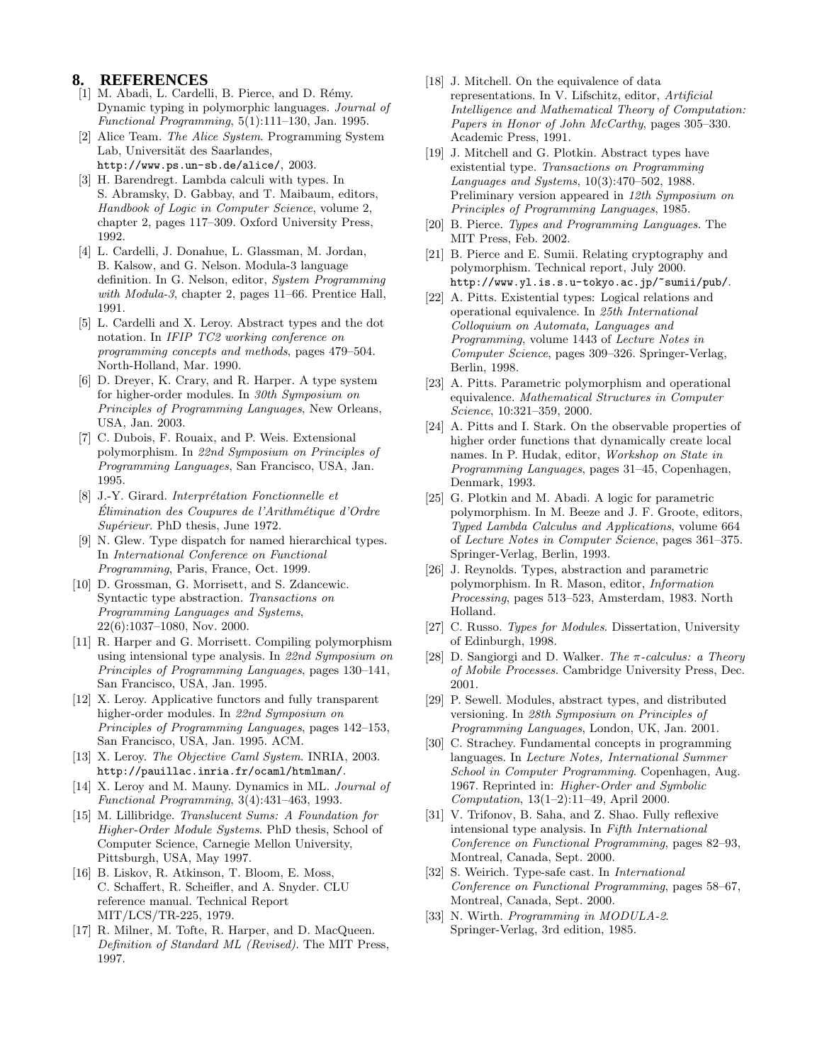## 8. REFERENCES

[1] M. Abadi, L. Cardelli, B. Pierce, and D. Rémy. Dynamic typing in polymorphic languages. *Journal of Functional Programming*, 5(1):111–130, Jan. 1995.

[2] Alice Team. *The Alice System*. Programming System Lab, Universität des Saarlandes, http://www.ps.un-sb.de/alice/, 2003.

[3] H. Barendregt. Lambda calculi with types. In S. Abramsky, D. Gabbay, and T. Maibaum, editors, *Handbook of Logic in Computer Science*, volume 2, chapter 2, pages 117–309. Oxford University Press, 1992.

[4] L. Cardelli, J. Donahue, L. Glassman, M. Jordan, B. Kalsow, and G. Nelson. Modula-3 language definition. In G. Nelson, editor, *System Programming with Modula-3*, chapter 2, pages 11–66. Prentice Hall, 1991.

[5] L. Cardelli and X. Leroy. Abstract types and the dot notation. In *IFIP TC2 working conference on programming concepts and methods*, pages 479–504. North-Holland, Mar. 1990.

[6] D. Dreyer, K. Crary, and R. Harper. A type system for higher-order modules. In *30th Symposium on Principles of Programming Languages*, New Orleans, USA, Jan. 2003.

[7] C. Dubois, F. Rouaix, and P. Weis. Extensional polymorphism. In *22nd Symposium on Principles of Programming Languages*, San Francisco, USA, Jan. 1995.

[8] J.-Y. Girard. *Interprétation Fonctionnelle et Élimination des Coupures de l'Arithmétique d'Ordre Supérieur*. PhD thesis, June 1972.

[9] N. Glew. Type dispatch for named hierarchical types. In *International Conference on Functional Programming*, Paris, France, Oct. 1999.

[10] D. Grossman, G. Morrisett, and S. Zdancewic. Syntactic type abstraction. *Transactions on Programming Languages and Systems*, 22(6):1037–1080, Nov. 2000.

[11] R. Harper and G. Morrisett. Compiling polymorphism using intensional type analysis. In *22nd Symposium on Principles of Programming Languages*, pages 130–141, San Francisco, USA, Jan. 1995.

[12] X. Leroy. Applicative functors and fully transparent higher-order modules. In *22nd Symposium on Principles of Programming Languages*, pages 142–153, San Francisco, USA, Jan. 1995. ACM.

[13] X. Leroy. *The Objective Caml System*. INRIA, 2003. http://pauillac.inria.fr/ocaml/htmlman/.

[14] X. Leroy and M. Mauny. Dynamics in ML. *Journal of Functional Programming*, 3(4):431–463, 1993.

[15] M. Lillibridge. *Translucent Sums: A Foundation for Higher-Order Module Systems*. PhD thesis, School of Computer Science, Carnegie Mellon University, Pittsburgh, USA, May 1997.

[16] B. Liskov, R. Atkinson, T. Bloom, E. Moss, C. Schaffert, R. Scheifler, and A. Snyder. CLU reference manual. Technical Report MIT/LCS/TR-225, 1979.

[17] R. Milner, M. Tofte, R. Harper, and D. MacQueen. *Definition of Standard ML (Revised)*. The MIT Press, 1997.

[18] J. Mitchell. On the equivalence of data representations. In V. Lifschitz, editor, *Artificial Intelligence and Mathematical Theory of Computation: Papers in Honor of John McCarthy*, pages 305–330. Academic Press, 1991.

[19] J. Mitchell and G. Plotkin. Abstract types have existential type. *Transactions on Programming Languages and Systems*, 10(3):470–502, 1988. Preliminary version appeared in *12th Symposium on Principles of Programming Languages*, 1985.

[20] B. Pierce. *Types and Programming Languages*. The MIT Press, Feb. 2002.

[21] B. Pierce and E. Sumii. Relating cryptography and polymorphism. Technical report, July 2000. http://www.yl.is.s.u-tokyo.ac.jp/~sumii/pub/.

[22] A. Pitts. Existential types: Logical relations and operational equivalence. In *25th International Colloquium on Automata, Languages and Programming*, volume 1443 of *Lecture Notes in Computer Science*, pages 309–326. Springer-Verlag, Berlin, 1998.

[23] A. Pitts. Parametric polymorphism and operational equivalence. *Mathematical Structures in Computer Science*, 10:321–359, 2000.

[24] A. Pitts and I. Stark. On the observable properties of higher order functions that dynamically create local names. In P. Hudak, editor, *Workshop on State in Programming Languages*, pages 31–45, Copenhagen, Denmark, 1993.

[25] G. Plotkin and M. Abadi. A logic for parametric polymorphism. In M. Beeze and J. F. Groote, editors, *Typed Lambda Calculus and Applications*, volume 664 of *Lecture Notes in Computer Science*, pages 361–375. Springer-Verlag, Berlin, 1993.

[26] J. Reynolds. Types, abstraction and parametric polymorphism. In R. Mason, editor, *Information Processing*, pages 513–523, Amsterdam, 1983. North Holland.

[27] C. Russo. *Types for Modules*. Dissertation, University of Edinburgh, 1998.

[28] D. Sangiorgi and D. Walker. *The π-calculus: a Theory of Mobile Processes*. Cambridge University Press, Dec. 2001.

[29] P. Sewell. Modules, abstract types, and distributed versioning. In *28th Symposium on Principles of Programming Languages*, London, UK, Jan. 2001.

[30] C. Strachey. Fundamental concepts in programming languages. In *Lecture Notes, International Summer School in Computer Programming*. Copenhagen, Aug. 1967. Reprinted in: *Higher-Order and Symbolic Computation*, 13(1–2):11–49, April 2000.

[31] V. Trifonov, B. Saha, and Z. Shao. Fully reflexive intensional type analysis. In *Fifth International Conference on Functional Programming*, pages 82–93, Montreal, Canada, Sept. 2000.

[32] S. Weirich. Type-safe cast. In *International Conference on Functional Programming*, pages 58–67, Montreal, Canada, Sept. 2000.

[33] N. Wirth. *Programming in MODULA-2*. Springer-Verlag, 3rd edition, 1985.